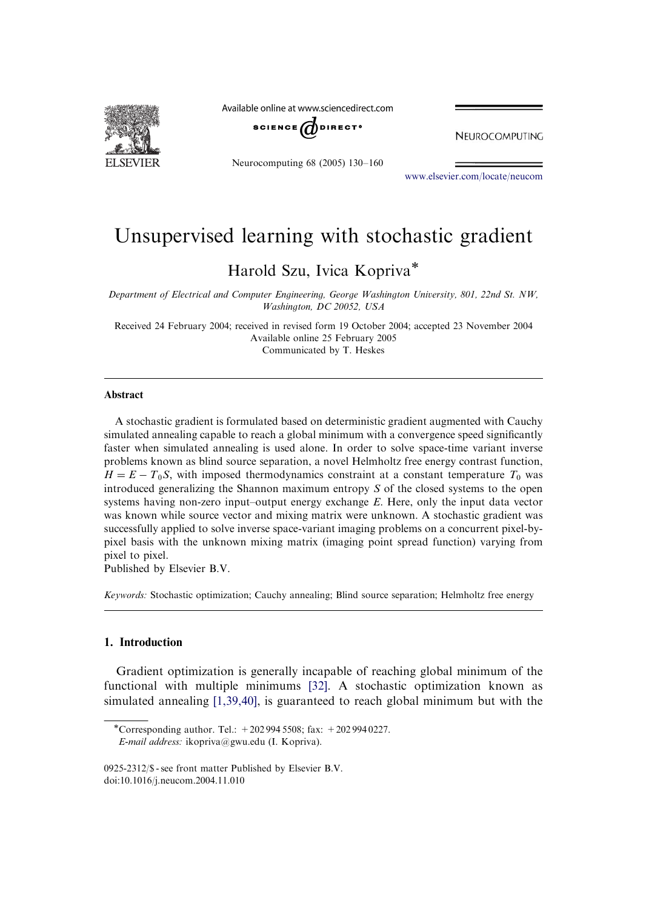Available online at www.sciencedirect.com

NEUROCOMPUTING

www.elsevier.com/locate/neucom

# Unsupervised learning with stochastic gradient

Harold Szu, Ivica Kopriva*

*Department of Electrical and Computer Engineering, George Washington University, 801, 22nd St. NW, Washington, DC 20052, USA*

Received 24 February 2004; received in revised form 19 October 2004; accepted 23 November 2004
Available online 25 February 2005
Communicated by T. Heskes

## Abstract

A stochastic gradient is formulated based on deterministic gradient augmented with Cauchy simulated annealing capable to reach a global minimum with a convergence speed significantly faster when simulated annealing is used alone. In order to solve space-time variant inverse problems known as blind source separation, a novel Helmholtz free energy contrast function, $H = E - T_0S$, with imposed thermodynamics constraint at a constant temperature $T_0$ was introduced generalizing the Shannon maximum entropy $S$ of the closed systems to the open systems having non-zero input–output energy exchange $E$. Here, only the input data vector was known while source vector and mixing matrix were unknown. A stochastic gradient was successfully applied to solve inverse space-variant imaging problems on a concurrent pixel-by-pixel basis with the unknown mixing matrix (imaging point spread function) varying from pixel to pixel.

Published by Elsevier B.V.

*Keywords:* Stochastic optimization; Cauchy annealing; Blind source separation; Helmholtz free energy

## 1. Introduction

Gradient optimization is generally incapable of reaching global minimum of the functional with multiple minimums [32]. A stochastic optimization known as simulated annealing [1,39,40], is guaranteed to reach global minimum but with the

*Corresponding author. Tel.: +202 994 5508; fax: +202 994 0227.
*E-mail address:* ikopriva@gwu.edu (I. Kopriva).

0925-2312/$ - see front matter Published by Elsevier B.V.
doi:10.1016/j.neucom.2004.11.010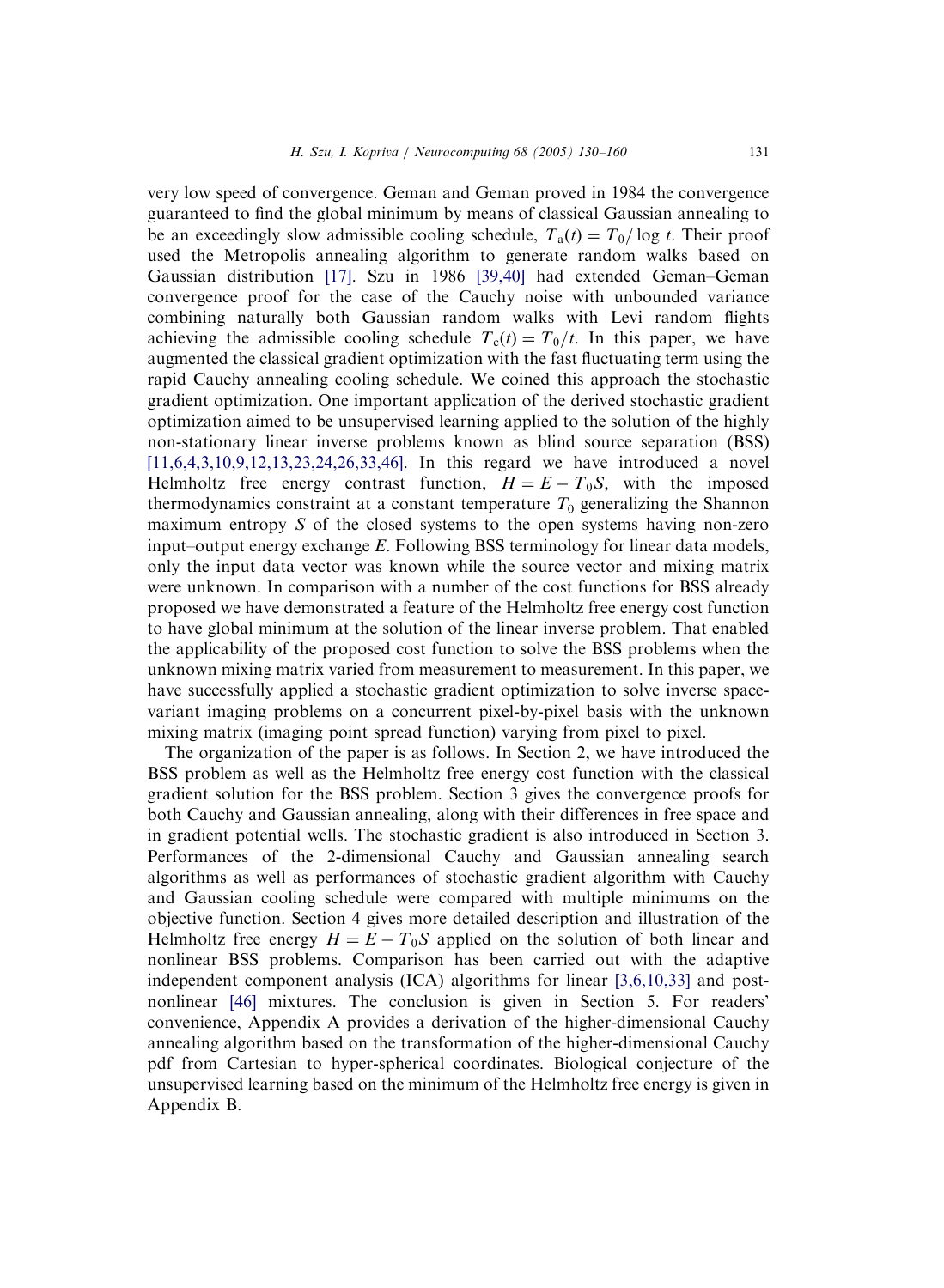very low speed of convergence. Geman and Geman proved in 1984 the convergence guaranteed to find the global minimum by means of classical Gaussian annealing to be an exceedingly slow admissible cooling schedule, $T_a(t) = T_0/\log t$. Their proof used the Metropolis annealing algorithm to generate random walks based on Gaussian distribution [17]. Szu in 1986 [39,40] had extended Geman–Geman convergence proof for the case of the Cauchy noise with unbounded variance combining naturally both Gaussian random walks with Levi random flights achieving the admissible cooling schedule $T_c(t) = T_0/t$. In this paper, we have augmented the classical gradient optimization with the fast fluctuating term using the rapid Cauchy annealing cooling schedule. We coined this approach the stochastic gradient optimization. One important application of the derived stochastic gradient optimization aimed to be unsupervised learning applied to the solution of the highly non-stationary linear inverse problems known as blind source separation (BSS) [11,6,4,3,10,9,12,13,23,24,26,33,46]. In this regard we have introduced a novel Helmholtz free energy contrast function, $H = E - T_0 S$, with the imposed thermodynamics constraint at a constant temperature $T_0$ generalizing the Shannon maximum entropy $S$ of the closed systems to the open systems having non-zero input–output energy exchange $E$. Following BSS terminology for linear data models, only the input data vector was known while the source vector and mixing matrix were unknown. In comparison with a number of the cost functions for BSS already proposed we have demonstrated a feature of the Helmholtz free energy cost function to have global minimum at the solution of the linear inverse problem. That enabled the applicability of the proposed cost function to solve the BSS problems when the unknown mixing matrix varied from measurement to measurement. In this paper, we have successfully applied a stochastic gradient optimization to solve inverse space-variant imaging problems on a concurrent pixel-by-pixel basis with the unknown mixing matrix (imaging point spread function) varying from pixel to pixel.

The organization of the paper is as follows. In Section 2, we have introduced the BSS problem as well as the Helmholtz free energy cost function with the classical gradient solution for the BSS problem. Section 3 gives the convergence proofs for both Cauchy and Gaussian annealing, along with their differences in free space and in gradient potential wells. The stochastic gradient is also introduced in Section 3. Performances of the 2-dimensional Cauchy and Gaussian annealing search algorithms as well as performances of stochastic gradient algorithm with Cauchy and Gaussian cooling schedule were compared with multiple minimums on the objective function. Section 4 gives more detailed description and illustration of the Helmholtz free energy $H = E - T_0 S$ applied on the solution of both linear and nonlinear BSS problems. Comparison has been carried out with the adaptive independent component analysis (ICA) algorithms for linear [3,6,10,33] and post-nonlinear [46] mixtures. The conclusion is given in Section 5. For readers' convenience, Appendix A provides a derivation of the higher-dimensional Cauchy annealing algorithm based on the transformation of the higher-dimensional Cauchy pdf from Cartesian to hyper-spherical coordinates. Biological conjecture of the unsupervised learning based on the minimum of the Helmholtz free energy is given in Appendix B.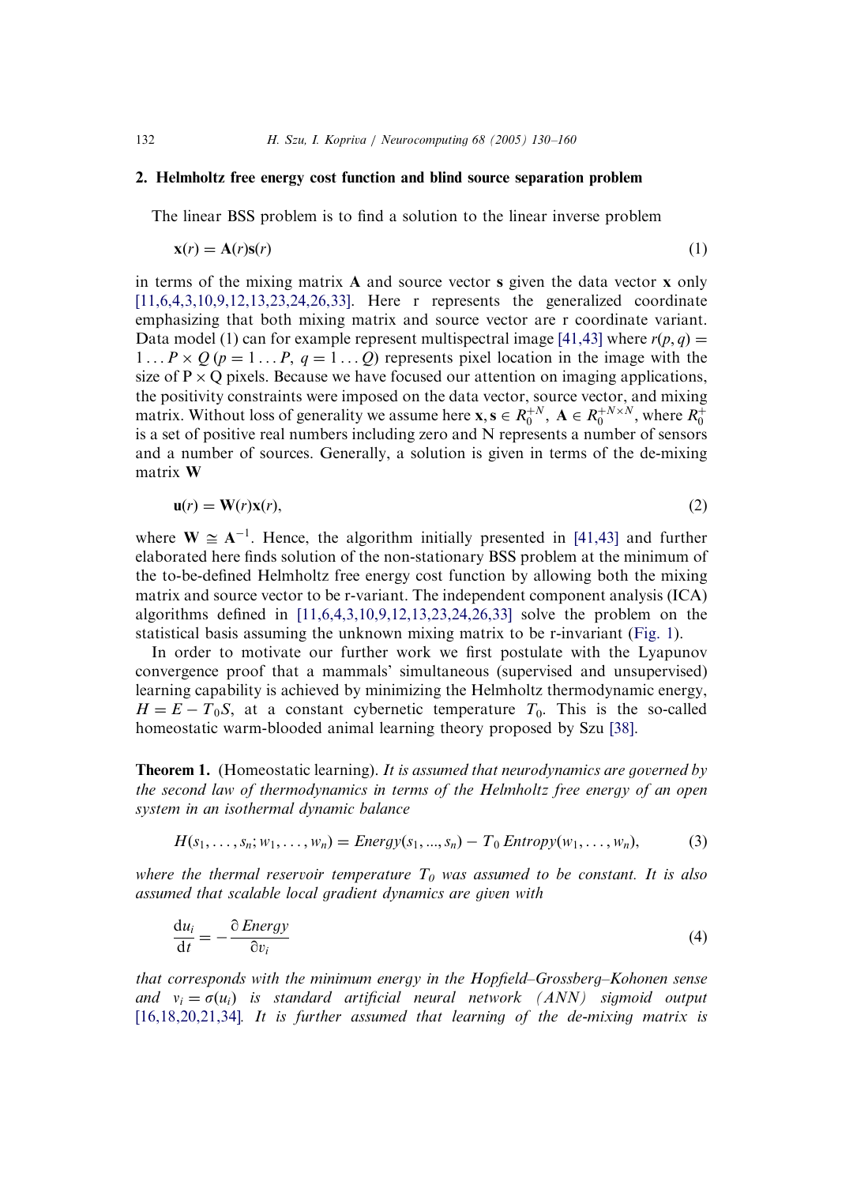## 2. Helmholtz free energy cost function and blind source separation problem

The linear BSS problem is to find a solution to the linear inverse problem

$$\mathbf{x}(r) = \mathbf{A}(r)\mathbf{s}(r) \tag{1}$$

in terms of the mixing matrix $\mathbf{A}$ and source vector $\mathbf{s}$ given the data vector $\mathbf{x}$ only [11,6,4,3,10,9,12,13,23,24,26,33]. Here r represents the generalized coordinate emphasizing that both mixing matrix and source vector are r coordinate variant. Data model (1) can for example represent multispectral image [41,43] where $r(p,q) = 1 \ldots P \times Q\ (p = 1 \ldots P,\ q = 1 \ldots Q)$ represents pixel location in the image with the size of $P \times Q$ pixels. Because we have focused our attention on imaging applications, the positivity constraints were imposed on the data vector, source vector, and mixing matrix. Without loss of generality we assume here $\mathbf{x}, \mathbf{s} \in R_0^{+N}$, $\mathbf{A} \in R_0^{+N \times N}$, where $R_0^{+}$ is a set of positive real numbers including zero and N represents a number of sensors and a number of sources. Generally, a solution is given in terms of the de-mixing matrix $\mathbf{W}$

$$\mathbf{u}(r) = \mathbf{W}(r)\mathbf{x}(r), \tag{2}$$

where $\mathbf{W} \cong \mathbf{A}^{-1}$. Hence, the algorithm initially presented in [41,43] and further elaborated here finds solution of the non-stationary BSS problem at the minimum of the to-be-defined Helmholtz free energy cost function by allowing both the mixing matrix and source vector to be r-variant. The independent component analysis (ICA) algorithms defined in [11,6,4,3,10,9,12,13,23,24,26,33] solve the problem on the statistical basis assuming the unknown mixing matrix to be r-invariant (Fig. 1).

In order to motivate our further work we first postulate with the Lyapunov convergence proof that a mammals' simultaneous (supervised and unsupervised) learning capability is achieved by minimizing the Helmholtz thermodynamic energy, $H = E - T_0 S$, at a constant cybernetic temperature $T_0$. This is the so-called homeostatic warm-blooded animal learning theory proposed by Szu [38].

**Theorem 1.** (Homeostatic learning). *It is assumed that neurodynamics are governed by the second law of thermodynamics in terms of the Helmholtz free energy of an open system in an isothermal dynamic balance*

$$H(s_1, \ldots, s_n; w_1, \ldots, w_n) = Energy(s_1, \ldots, s_n) - T_0\, Entropy(w_1, \ldots, w_n), \tag{3}$$

*where the thermal reservoir temperature $T_0$ was assumed to be constant. It is also assumed that scalable local gradient dynamics are given with*

$$\frac{\mathrm{d}u_i}{\mathrm{d}t} = -\frac{\partial\, Energy}{\partial v_i} \tag{4}$$

*that corresponds with the minimum energy in the Hopfield–Grossberg–Kohonen sense and $v_i = \sigma(u_i)$ is standard artificial neural network (ANN) sigmoid output* [16,18,20,21,34]*. It is further assumed that learning of the de-mixing matrix is*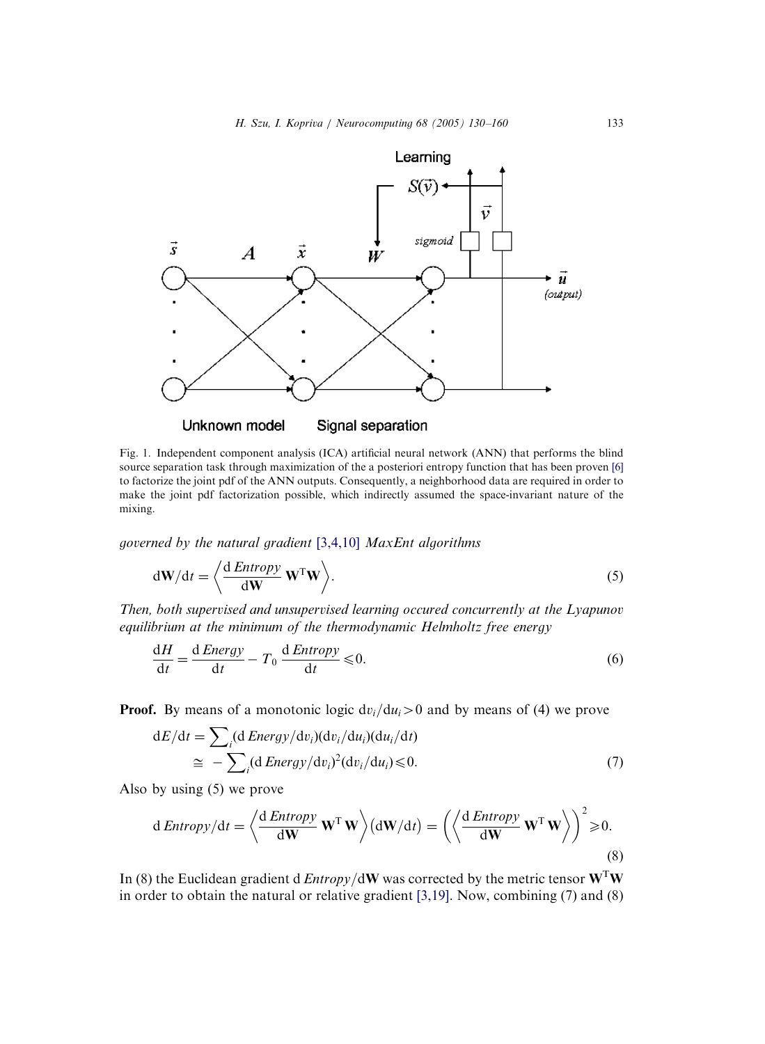Fig. 1. Independent component analysis (ICA) artificial neural network (ANN) that performs the blind source separation task through maximization of the a posteriori entropy function that has been proven [6] to factorize the joint pdf of the ANN outputs. Consequently, a neighborhood data are required in order to make the joint pdf factorization possible, which indirectly assumed the space-invariant nature of the mixing.

*governed by the natural gradient [3,4,10] MaxEnt algorithms*

$$\mathrm{d}\mathbf{W}/\mathrm{d}t = \left\langle \frac{\mathrm{d}\,Entropy}{\mathrm{d}\mathbf{W}}\,\mathbf{W}^{\mathrm{T}}\mathbf{W} \right\rangle. \tag{5}$$

*Then, both supervised and unsupervised learning occured concurrently at the Lyapunov equilibrium at the minimum of the thermodynamic Helmholtz free energy*

$$\frac{\mathrm{d}H}{\mathrm{d}t} = \frac{\mathrm{d}\,Energy}{\mathrm{d}t} - T_0\,\frac{\mathrm{d}\,Entropy}{\mathrm{d}t} \leqslant 0. \tag{6}$$

**Proof.** By means of a monotonic logic $\mathrm{d}v_i/\mathrm{d}u_i > 0$ and by means of (4) we prove

$$\begin{aligned}\mathrm{d}E/\mathrm{d}t &= \sum\nolimits_i (\mathrm{d}\,Energy/\mathrm{d}v_i)(\mathrm{d}v_i/\mathrm{d}u_i)(\mathrm{d}u_i/\mathrm{d}t) \\ &\cong -\sum\nolimits_i (\mathrm{d}\,Energy/\mathrm{d}v_i)^2(\mathrm{d}v_i/\mathrm{d}u_i) \leqslant 0.\end{aligned} \tag{7}$$

Also by using (5) we prove

$$\mathrm{d}\,Entropy/\mathrm{d}t = \left\langle \frac{\mathrm{d}\,Entropy}{\mathrm{d}\mathbf{W}}\,\mathbf{W}^{\mathrm{T}}\,\mathbf{W} \right\rangle \left(\mathrm{d}\mathbf{W}/\mathrm{d}t\right) = \left(\left\langle \frac{\mathrm{d}\,Entropy}{\mathrm{d}\mathbf{W}}\,\mathbf{W}^{\mathrm{T}}\,\mathbf{W} \right\rangle\right)^2 \geqslant 0. \tag{8}$$

In (8) the Euclidean gradient $\mathrm{d}\,Entropy/\mathrm{d}\mathbf{W}$ was corrected by the metric tensor $\mathbf{W}^{\mathrm{T}}\mathbf{W}$ in order to obtain the natural or relative gradient [3,19]. Now, combining (7) and (8)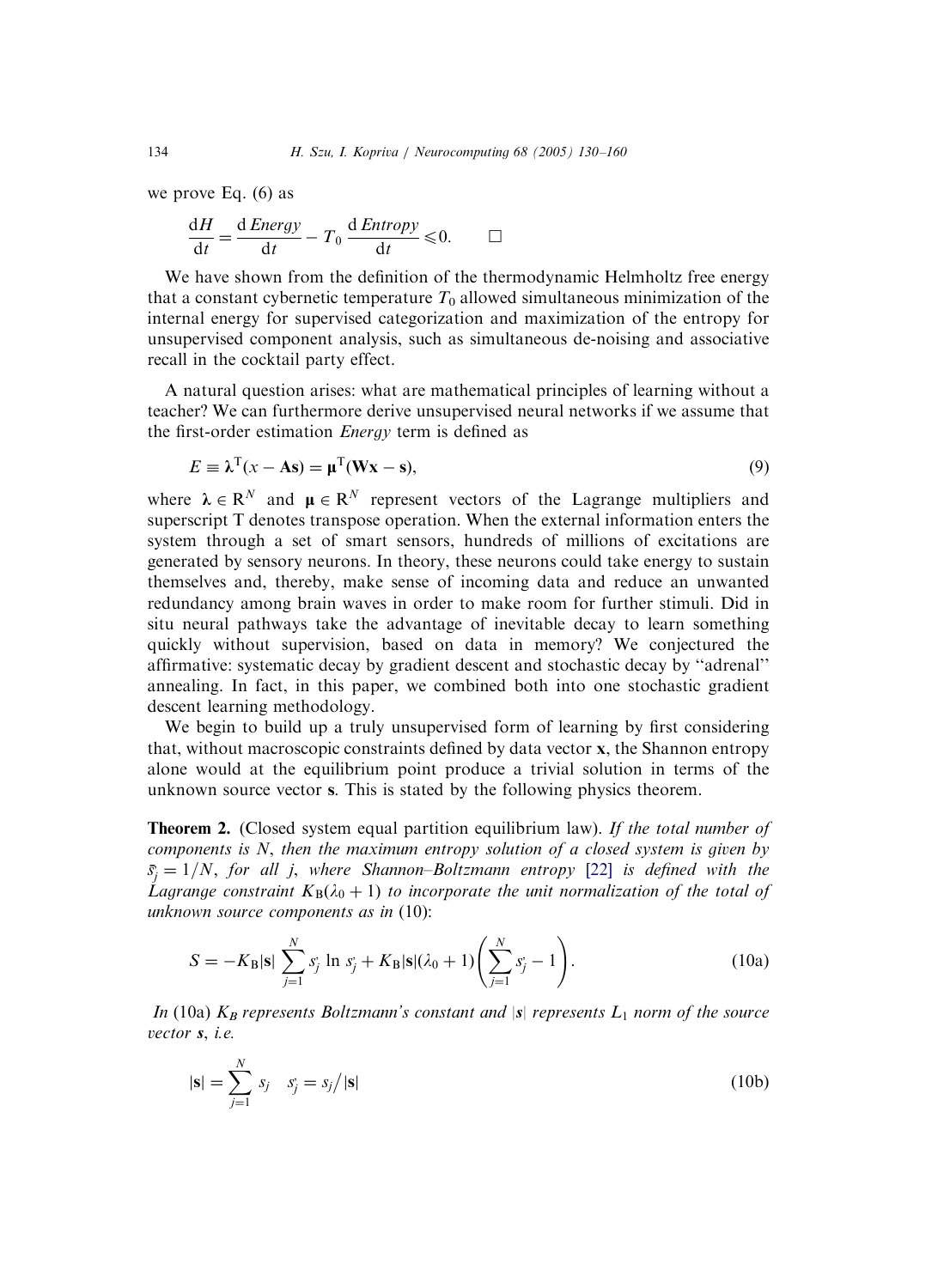we prove Eq. (6) as

$$\frac{\mathrm{d}H}{\mathrm{d}t} = \frac{\mathrm{d}\,Energy}{\mathrm{d}t} - T_0\,\frac{\mathrm{d}\,Entropy}{\mathrm{d}t} \leqslant 0. \qquad \square$$

We have shown from the definition of the thermodynamic Helmholtz free energy that a constant cybernetic temperature $T_0$ allowed simultaneous minimization of the internal energy for supervised categorization and maximization of the entropy for unsupervised component analysis, such as simultaneous de-noising and associative recall in the cocktail party effect.

A natural question arises: what are mathematical principles of learning without a teacher? We can furthermore derive unsupervised neural networks if we assume that the first-order estimation *Energy* term is defined as

$$E \equiv \boldsymbol{\lambda}^{\mathrm{T}}(x - \mathbf{A}\mathbf{s}) = \boldsymbol{\mu}^{\mathrm{T}}(\mathbf{W}\mathbf{x} - \mathbf{s}), \tag{9}$$

where $\boldsymbol{\lambda} \in \mathrm{R}^N$ and $\boldsymbol{\mu} \in \mathrm{R}^N$ represent vectors of the Lagrange multipliers and superscript T denotes transpose operation. When the external information enters the system through a set of smart sensors, hundreds of millions of excitations are generated by sensory neurons. In theory, these neurons could take energy to sustain themselves and, thereby, make sense of incoming data and reduce an unwanted redundancy among brain waves in order to make room for further stimuli. Did in situ neural pathways take the advantage of inevitable decay to learn something quickly without supervision, based on data in memory? We conjectured the affirmative: systematic decay by gradient descent and stochastic decay by "adrenal" annealing. In fact, in this paper, we combined both into one stochastic gradient descent learning methodology.

We begin to build up a truly unsupervised form of learning by first considering that, without macroscopic constraints defined by data vector **x**, the Shannon entropy alone would at the equilibrium point produce a trivial solution in terms of the unknown source vector **s**. This is stated by the following physics theorem.

**Theorem 2.** (Closed system equal partition equilibrium law). *If the total number of components is N, then the maximum entropy solution of a closed system is given by* $\bar{s}_j = 1/N$, *for all j, where Shannon–Boltzmann entropy* [22] *is defined with the Lagrange constraint* $K_{\mathrm{B}}(\lambda_0 + 1)$ *to incorporate the unit normalization of the total of unknown source components as in* (10):

$$S = -K_{\mathrm{B}}|\mathbf{s}| \sum_{j=1}^{N} \dot{s}_j \ln \dot{s}_j + K_{\mathrm{B}}|\mathbf{s}|(\lambda_0 + 1)\left(\sum_{j=1}^{N} \dot{s}_j - 1\right). \tag{10a}$$

*In* (10a) $K_B$ *represents Boltzmann's constant and* $|\mathbf{s}|$ *represents* $L_1$ *norm of the source vector* $\mathbf{s}$, *i.e.*

$$|\mathbf{s}| = \sum_{j=1}^{N} s_j \quad \dot{s}_j = s_j \big/ |\mathbf{s}| \tag{10b}$$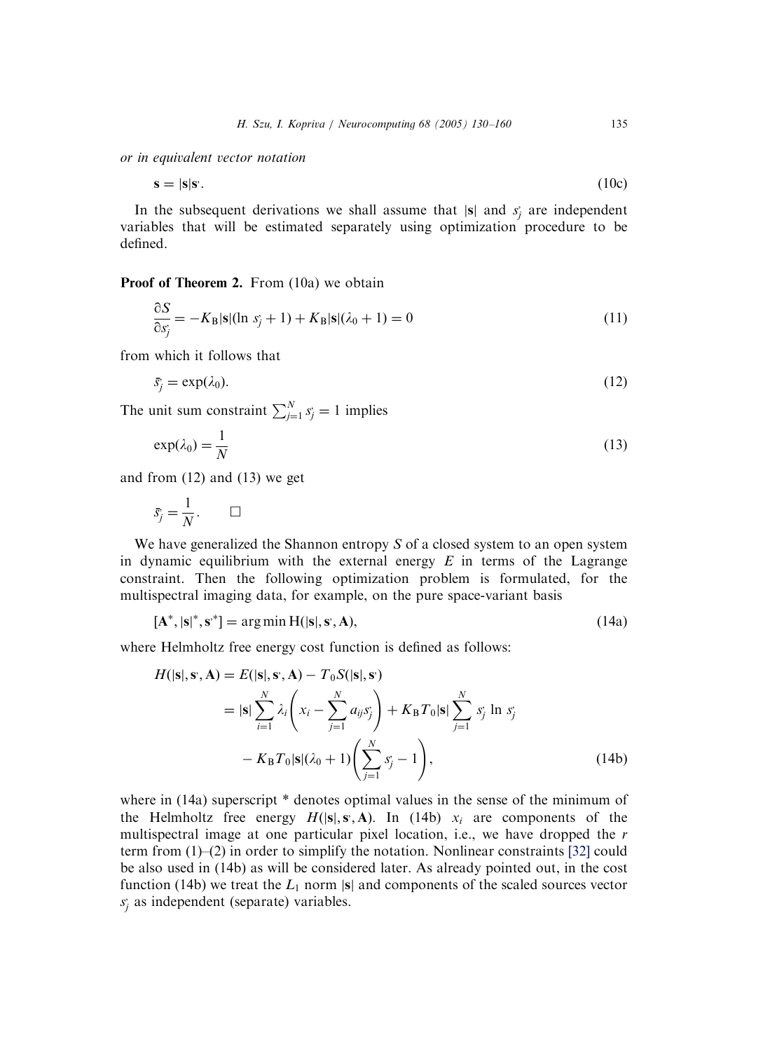*or in equivalent vector notation*

$$\mathbf{s} = |\mathbf{s}|\mathbf{s}^{\cdot}. \tag{10c}$$

In the subsequent derivations we shall assume that $|\mathbf{s}|$ and $s^{\cdot}_j$ are independent variables that will be estimated separately using optimization procedure to be defined.

**Proof of Theorem 2.** From (10a) we obtain

$$\frac{\partial S}{\partial s^{\cdot}_j} = -K_{\mathrm{B}}|\mathbf{s}|(\ln s^{\cdot}_j + 1) + K_{\mathrm{B}}|\mathbf{s}|(\lambda_0 + 1) = 0 \tag{11}$$

from which it follows that

$$\bar{s}^{\cdot}_j = \exp(\lambda_0). \tag{12}$$

The unit sum constraint $\sum_{j=1}^{N} s^{\cdot}_j = 1$ implies

$$\exp(\lambda_0) = \frac{1}{N} \tag{13}$$

and from (12) and (13) we get

$$\bar{s}^{\cdot}_j = \frac{1}{N}. \qquad \square$$

We have generalized the Shannon entropy $S$ of a closed system to an open system in dynamic equilibrium with the external energy $E$ in terms of the Lagrange constraint. Then the following optimization problem is formulated, for the multispectral imaging data, for example, on the pure space-variant basis

$$[\mathbf{A}^*, |\mathbf{s}|^*, \mathbf{s}^{\cdot *}] = \arg\min \mathrm{H}(|\mathbf{s}|, \mathbf{s}^{\cdot}, \mathbf{A}), \tag{14a}$$

where Helmholtz free energy cost function is defined as follows:

$$\begin{aligned} H(|\mathbf{s}|, \mathbf{s}^{\cdot}, \mathbf{A}) &= E(|\mathbf{s}|, \mathbf{s}^{\cdot}, \mathbf{A}) - T_0 S(|\mathbf{s}|, \mathbf{s}^{\cdot}) \\ &= |\mathbf{s}| \sum_{i=1}^{N} \lambda_i \left( x_i - \sum_{j=1}^{N} a_{ij} s^{\cdot}_j \right) + K_{\mathrm{B}} T_0 |\mathbf{s}| \sum_{j=1}^{N} s^{\cdot}_j \ln s^{\cdot}_j \\ &\quad - K_{\mathrm{B}} T_0 |\mathbf{s}| (\lambda_0 + 1) \left( \sum_{j=1}^{N} s^{\cdot}_j - 1 \right), \end{aligned} \tag{14b}$$

where in (14a) superscript * denotes optimal values in the sense of the minimum of the Helmholtz free energy $H(|\mathbf{s}|, \mathbf{s}^{\cdot}, \mathbf{A})$. In (14b) $x_i$ are components of the multispectral image at one particular pixel location, i.e., we have dropped the $r$ term from (1)–(2) in order to simplify the notation. Nonlinear constraints [32] could be also used in (14b) as will be considered later. As already pointed out, in the cost function (14b) we treat the $L_1$ norm $|\mathbf{s}|$ and components of the scaled sources vector $s^{\cdot}_j$ as independent (separate) variables.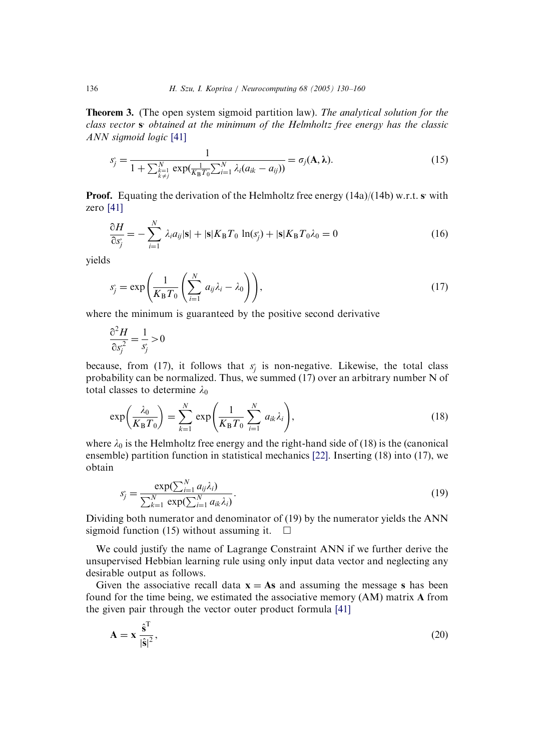**Theorem 3.** (The open system sigmoid partition law). *The analytical solution for the class vector* $\mathbf{s}$ *obtained at the minimum of the Helmholtz free energy has the classic ANN sigmoid logic* [41]

$$s_j = \frac{1}{1 + \sum_{\substack{k=1 \\ k \neq j}}^{N} \exp(\frac{1}{K_B T_0} \sum_{i=1}^{N} \lambda_i (a_{ik} - a_{ij}))} = \sigma_j(\mathbf{A}, \boldsymbol{\lambda}). \tag{15}$$

**Proof.** Equating the derivation of the Helmholtz free energy (14a)/(14b) w.r.t. $\mathbf{s}$ with zero [41]

$$\frac{\partial H}{\partial s_j} = -\sum_{i=1}^{N} \lambda_i a_{ij} |\mathbf{s}| + |\mathbf{s}| K_B T_0 \ln(s_j) + |\mathbf{s}| K_B T_0 \lambda_0 = 0 \tag{16}$$

yields

$$s_j = \exp\left(\frac{1}{K_B T_0}\left(\sum_{i=1}^{N} a_{ij}\lambda_i - \lambda_0\right)\right), \tag{17}$$

where the minimum is guaranteed by the positive second derivative

$$\frac{\partial^2 H}{\partial s_j^2} = \frac{1}{s_j} > 0$$

because, from (17), it follows that $s_j$ is non-negative. Likewise, the total class probability can be normalized. Thus, we summed (17) over an arbitrary number N of total classes to determine $\lambda_0$

$$\exp\left(\frac{\lambda_0}{K_B T_0}\right) = \sum_{k=1}^{N} \exp\left(\frac{1}{K_B T_0} \sum_{i=1}^{N} a_{ik}\lambda_i\right), \tag{18}$$

where $\lambda_0$ is the Helmholtz free energy and the right-hand side of (18) is the (canonical ensemble) partition function in statistical mechanics [22]. Inserting (18) into (17), we obtain

$$s_j = \frac{\exp(\sum_{i=1}^{N} a_{ij}\lambda_i)}{\sum_{k=1}^{N} \exp(\sum_{i=1}^{N} a_{ik}\lambda_i)}. \tag{19}$$

Dividing both numerator and denominator of (19) by the numerator yields the ANN sigmoid function (15) without assuming it. $\square$

We could justify the name of Lagrange Constraint ANN if we further derive the unsupervised Hebbian learning rule using only input data vector and neglecting any desirable output as follows.

Given the associative recall data $\mathbf{x} = \mathbf{A}\mathbf{s}$ and assuming the message $\mathbf{s}$ has been found for the time being, we estimated the associative memory (AM) matrix $\mathbf{A}$ from the given pair through the vector outer product formula [41]

$$\mathbf{A} = \mathbf{x}\,\frac{\hat{\mathbf{s}}^{\mathrm{T}}}{|\hat{\mathbf{s}}|^2}, \tag{20}$$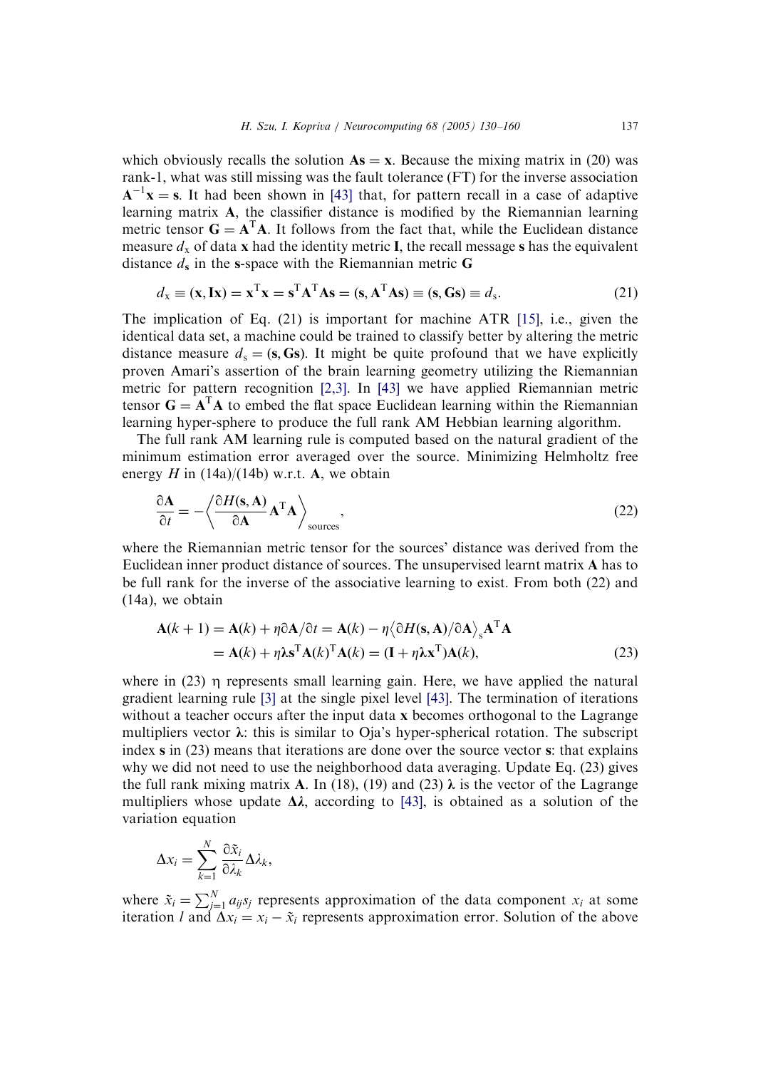which obviously recalls the solution $\mathbf{As} = \mathbf{x}$. Because the mixing matrix in (20) was rank-1, what was still missing was the fault tolerance (FT) for the inverse association $\mathbf{A}^{-1}\mathbf{x} = \mathbf{s}$. It had been shown in [43] that, for pattern recall in a case of adaptive learning matrix $\mathbf{A}$, the classifier distance is modified by the Riemannian learning metric tensor $\mathbf{G} = \mathbf{A}^{\mathrm{T}}\mathbf{A}$. It follows from the fact that, while the Euclidean distance measure $d_{\mathrm{x}}$ of data $\mathbf{x}$ had the identity metric $\mathbf{I}$, the recall message $\mathbf{s}$ has the equivalent distance $d_{\mathbf{s}}$ in the $\mathbf{s}$-space with the Riemannian metric $\mathbf{G}$

$$d_{\mathrm{x}} \equiv (\mathbf{x}, \mathbf{Ix}) = \mathbf{x}^{\mathrm{T}}\mathbf{x} = \mathbf{s}^{\mathrm{T}}\mathbf{A}^{\mathrm{T}}\mathbf{As} = (\mathbf{s}, \mathbf{A}^{\mathrm{T}}\mathbf{As}) \equiv (\mathbf{s}, \mathbf{Gs}) \equiv d_{\mathrm{s}}. \tag{21}$$

The implication of Eq. (21) is important for machine ATR [15], i.e., given the identical data set, a machine could be trained to classify better by altering the metric distance measure $d_{\mathrm{s}} = (\mathbf{s}, \mathbf{Gs})$. It might be quite profound that we have explicitly proven Amari's assertion of the brain learning geometry utilizing the Riemannian metric for pattern recognition [2,3]. In [43] we have applied Riemannian metric tensor $\mathbf{G} = \mathbf{A}^{\mathrm{T}}\mathbf{A}$ to embed the flat space Euclidean learning within the Riemannian learning hyper-sphere to produce the full rank AM Hebbian learning algorithm.

The full rank AM learning rule is computed based on the natural gradient of the minimum estimation error averaged over the source. Minimizing Helmholtz free energy $H$ in (14a)/(14b) w.r.t. $\mathbf{A}$, we obtain

$$\frac{\partial \mathbf{A}}{\partial t} = -\left\langle \frac{\partial H(\mathbf{s}, \mathbf{A})}{\partial \mathbf{A}} \mathbf{A}^{\mathrm{T}}\mathbf{A} \right\rangle_{\text{sources}}, \tag{22}$$

where the Riemannian metric tensor for the sources' distance was derived from the Euclidean inner product distance of sources. The unsupervised learnt matrix $\mathbf{A}$ has to be full rank for the inverse of the associative learning to exist. From both (22) and (14a), we obtain

$$\begin{aligned}
\mathbf{A}(k+1) &= \mathbf{A}(k) + \eta \partial \mathbf{A}/\partial t = \mathbf{A}(k) - \eta \left\langle \partial H(\mathbf{s}, \mathbf{A})/\partial \mathbf{A} \right\rangle_{\mathbf{s}} \mathbf{A}^{\mathrm{T}}\mathbf{A} \\
&= \mathbf{A}(k) + \eta \boldsymbol{\lambda} \mathbf{s}^{\mathrm{T}} \mathbf{A}(k)^{\mathrm{T}} \mathbf{A}(k) = (\mathbf{I} + \eta \boldsymbol{\lambda} \mathbf{x}^{\mathrm{T}}) \mathbf{A}(k),
\end{aligned} \tag{23}$$

where in (23) η represents small learning gain. Here, we have applied the natural gradient learning rule [3] at the single pixel level [43]. The termination of iterations without a teacher occurs after the input data $\mathbf{x}$ becomes orthogonal to the Lagrange multipliers vector $\boldsymbol{\lambda}$: this is similar to Oja's hyper-spherical rotation. The subscript index $\mathbf{s}$ in (23) means that iterations are done over the source vector $\mathbf{s}$: that explains why we did not need to use the neighborhood data averaging. Update Eq. (23) gives the full rank mixing matrix $\mathbf{A}$. In (18), (19) and (23) $\boldsymbol{\lambda}$ is the vector of the Lagrange multipliers whose update $\Delta\boldsymbol{\lambda}$, according to [43], is obtained as a solution of the variation equation

$$\Delta x_i = \sum_{k=1}^{N} \frac{\partial \tilde{x}_i}{\partial \lambda_k} \Delta \lambda_k,$$

where $\tilde{x}_i = \sum_{j=1}^{N} a_{ij} s_j$ represents approximation of the data component $x_i$ at some iteration $l$ and $\Delta x_i = x_i - \tilde{x}_i$ represents approximation error. Solution of the above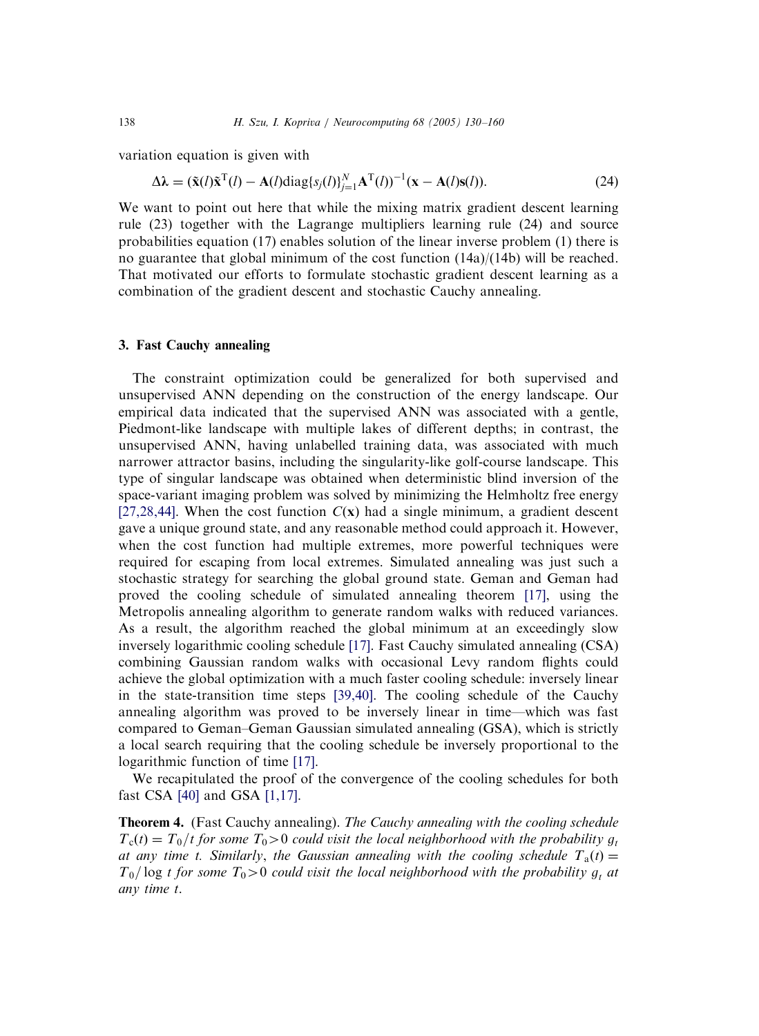variation equation is given with

$$\Delta\boldsymbol{\lambda} = (\tilde{\mathbf{x}}(l)\tilde{\mathbf{x}}^{\mathrm{T}}(l) - \mathbf{A}(l)\mathrm{diag}\{s_j(l)\}_{j=1}^{N}\mathbf{A}^{\mathrm{T}}(l))^{-1}(\mathbf{x} - \mathbf{A}(l)\mathbf{s}(l)). \tag{24}$$

We want to point out here that while the mixing matrix gradient descent learning rule (23) together with the Lagrange multipliers learning rule (24) and source probabilities equation (17) enables solution of the linear inverse problem (1) there is no guarantee that global minimum of the cost function (14a)/(14b) will be reached. That motivated our efforts to formulate stochastic gradient descent learning as a combination of the gradient descent and stochastic Cauchy annealing.

## 3. Fast Cauchy annealing

The constraint optimization could be generalized for both supervised and unsupervised ANN depending on the construction of the energy landscape. Our empirical data indicated that the supervised ANN was associated with a gentle, Piedmont-like landscape with multiple lakes of different depths; in contrast, the unsupervised ANN, having unlabelled training data, was associated with much narrower attractor basins, including the singularity-like golf-course landscape. This type of singular landscape was obtained when deterministic blind inversion of the space-variant imaging problem was solved by minimizing the Helmholtz free energy [27,28,44]. When the cost function $C(\mathbf{x})$ had a single minimum, a gradient descent gave a unique ground state, and any reasonable method could approach it. However, when the cost function had multiple extremes, more powerful techniques were required for escaping from local extremes. Simulated annealing was just such a stochastic strategy for searching the global ground state. Geman and Geman had proved the cooling schedule of simulated annealing theorem [17], using the Metropolis annealing algorithm to generate random walks with reduced variances. As a result, the algorithm reached the global minimum at an exceedingly slow inversely logarithmic cooling schedule [17]. Fast Cauchy simulated annealing (CSA) combining Gaussian random walks with occasional Levy random flights could achieve the global optimization with a much faster cooling schedule: inversely linear in the state-transition time steps [39,40]. The cooling schedule of the Cauchy annealing algorithm was proved to be inversely linear in time—which was fast compared to Geman–Geman Gaussian simulated annealing (GSA), which is strictly a local search requiring that the cooling schedule be inversely proportional to the logarithmic function of time [17].

We recapitulated the proof of the convergence of the cooling schedules for both fast CSA [40] and GSA [1,17].

**Theorem 4.** (Fast Cauchy annealing). *The Cauchy annealing with the cooling schedule* $T_{\mathrm{c}}(t) = T_0/t$ *for some* $T_0 > 0$ *could visit the local neighborhood with the probability* $g_t$ *at any time* $t$. *Similarly, the Gaussian annealing with the cooling schedule* $T_{\mathrm{a}}(t) = T_0/\log t$ *for some* $T_0 > 0$ *could visit the local neighborhood with the probability* $g_t$ *at any time* $t$.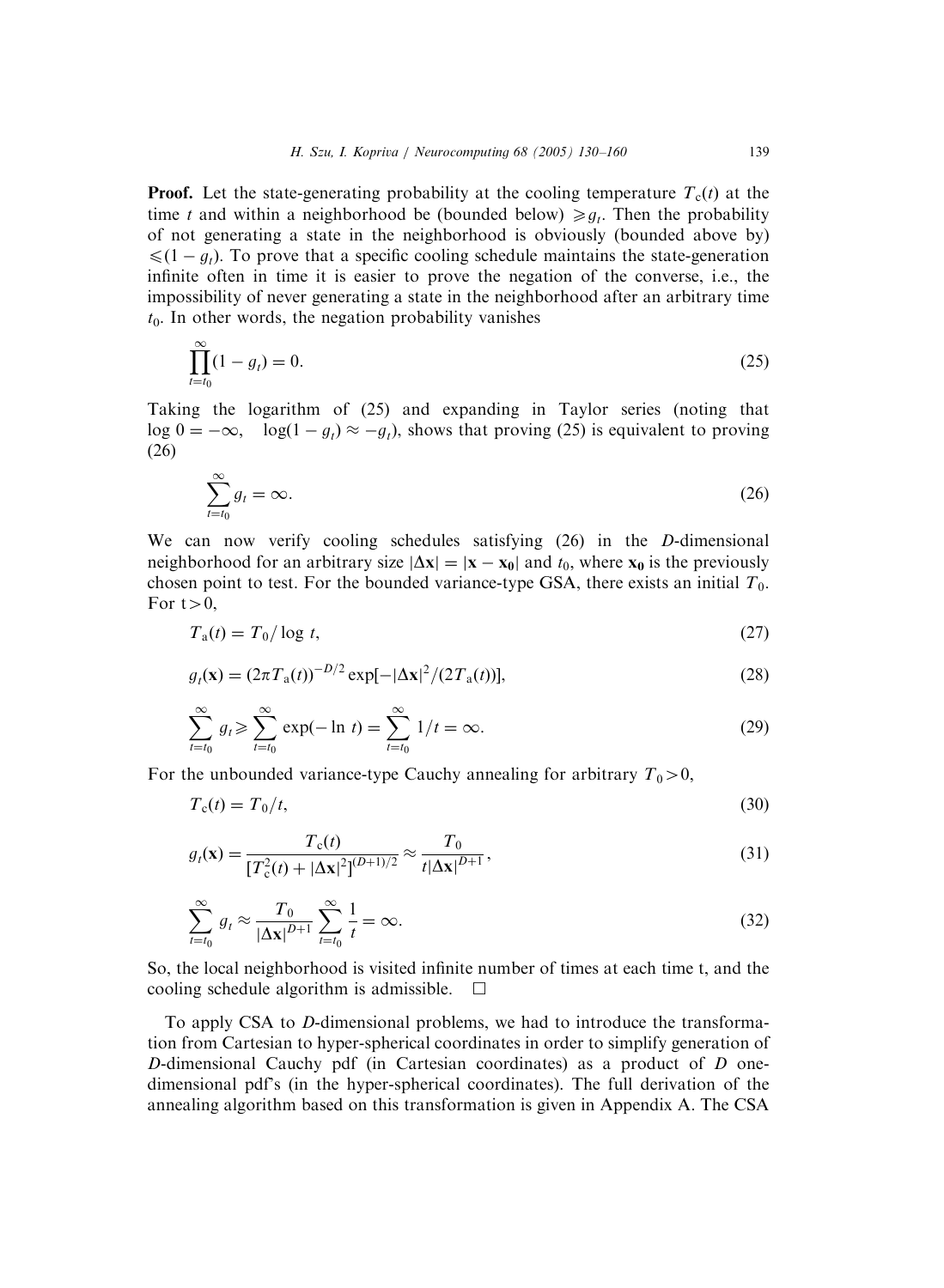**Proof.** Let the state-generating probability at the cooling temperature $T_c(t)$ at the time $t$ and within a neighborhood be (bounded below) $\geqslant g_t$. Then the probability of not generating a state in the neighborhood is obviously (bounded above by) $\leqslant (1 - g_t)$. To prove that a specific cooling schedule maintains the state-generation infinite often in time it is easier to prove the negation of the converse, i.e., the impossibility of never generating a state in the neighborhood after an arbitrary time $t_0$. In other words, the negation probability vanishes

$$\prod_{t=t_0}^{\infty}(1 - g_t) = 0. \tag{25}$$

Taking the logarithm of (25) and expanding in Taylor series (noting that $\log 0 = -\infty$, $\log(1 - g_t) \approx -g_t$), shows that proving (25) is equivalent to proving (26)

$$\sum_{t=t_0}^{\infty} g_t = \infty. \tag{26}$$

We can now verify cooling schedules satisfying (26) in the $D$-dimensional neighborhood for an arbitrary size $|\Delta\mathbf{x}| = |\mathbf{x} - \mathbf{x_0}|$ and $t_0$, where $\mathbf{x_0}$ is the previously chosen point to test. For the bounded variance-type GSA, there exists an initial $T_0$. For $t > 0$,

$$T_a(t) = T_0/\log t, \tag{27}$$

$$g_t(\mathbf{x}) = (2\pi T_a(t))^{-D/2}\exp[-|\Delta\mathbf{x}|^2/(2T_a(t))], \tag{28}$$

$$\sum_{t=t_0}^{\infty} g_t \geqslant \sum_{t=t_0}^{\infty} \exp(-\ln t) = \sum_{t=t_0}^{\infty} 1/t = \infty. \tag{29}$$

For the unbounded variance-type Cauchy annealing for arbitrary $T_0 > 0$,

$$T_c(t) = T_0/t, \tag{30}$$

$$g_t(\mathbf{x}) = \frac{T_c(t)}{[T_c^2(t) + |\Delta\mathbf{x}|^2]^{(D+1)/2}} \approx \frac{T_0}{t|\Delta\mathbf{x}|^{D+1}}, \tag{31}$$

$$\sum_{t=t_0}^{\infty} g_t \approx \frac{T_0}{|\Delta\mathbf{x}|^{D+1}} \sum_{t=t_0}^{\infty} \frac{1}{t} = \infty. \tag{32}$$

So, the local neighborhood is visited infinite number of times at each time t, and the cooling schedule algorithm is admissible. $\square$

To apply CSA to $D$-dimensional problems, we had to introduce the transformation from Cartesian to hyper-spherical coordinates in order to simplify generation of $D$-dimensional Cauchy pdf (in Cartesian coordinates) as a product of $D$ one-dimensional pdf's (in the hyper-spherical coordinates). The full derivation of the annealing algorithm based on this transformation is given in Appendix A. The CSA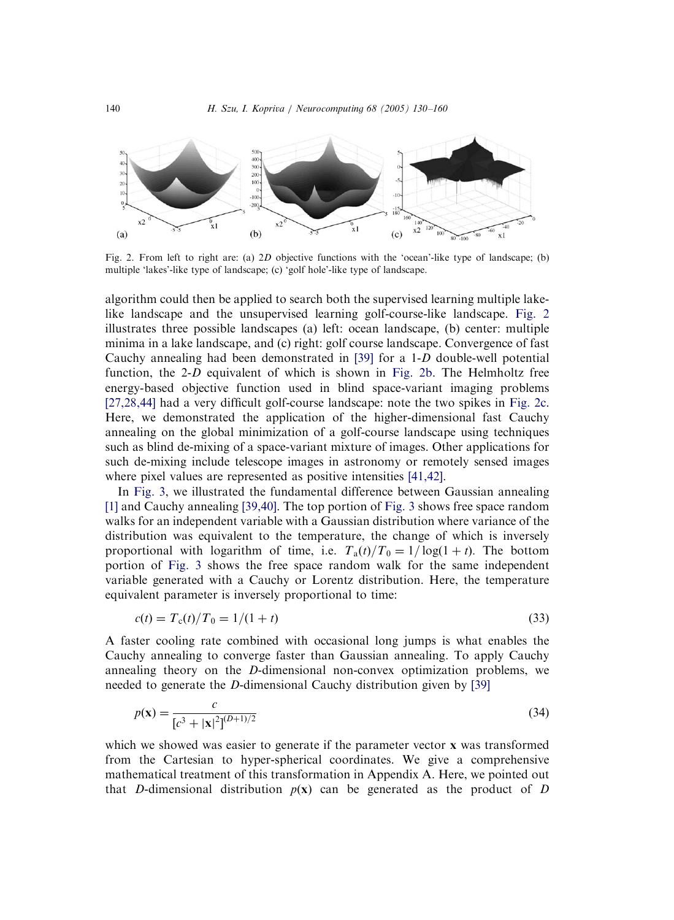Fig. 2. From left to right are: (a) 2$D$ objective functions with the 'ocean'-like type of landscape; (b) multiple 'lakes'-like type of landscape; (c) 'golf hole'-like type of landscape.

algorithm could then be applied to search both the supervised learning multiple lake-like landscape and the unsupervised learning golf-course-like landscape. Fig. 2 illustrates three possible landscapes (a) left: ocean landscape, (b) center: multiple minima in a lake landscape, and (c) right: golf course landscape. Convergence of fast Cauchy annealing had been demonstrated in [39] for a 1-$D$ double-well potential function, the 2-$D$ equivalent of which is shown in Fig. 2b. The Helmholtz free energy-based objective function used in blind space-variant imaging problems [27,28,44] had a very difficult golf-course landscape: note the two spikes in Fig. 2c. Here, we demonstrated the application of the higher-dimensional fast Cauchy annealing on the global minimization of a golf-course landscape using techniques such as blind de-mixing of a space-variant mixture of images. Other applications for such de-mixing include telescope images in astronomy or remotely sensed images where pixel values are represented as positive intensities [41,42].

In Fig. 3, we illustrated the fundamental difference between Gaussian annealing [1] and Cauchy annealing [39,40]. The top portion of Fig. 3 shows free space random walks for an independent variable with a Gaussian distribution where variance of the distribution was equivalent to the temperature, the change of which is inversely proportional with logarithm of time, i.e. $T_a(t)/T_0 = 1/\log(1+t)$. The bottom portion of Fig. 3 shows the free space random walk for the same independent variable generated with a Cauchy or Lorentz distribution. Here, the temperature equivalent parameter is inversely proportional to time:

$$c(t) = T_c(t)/T_0 = 1/(1+t) \tag{33}$$

A faster cooling rate combined with occasional long jumps is what enables the Cauchy annealing to converge faster than Gaussian annealing. To apply Cauchy annealing theory on the $D$-dimensional non-convex optimization problems, we needed to generate the $D$-dimensional Cauchy distribution given by [39]

$$p(\mathbf{x}) = \frac{c}{[c^3 + |\mathbf{x}|^2]^{(D+1)/2}} \tag{34}$$

which we showed was easier to generate if the parameter vector $\mathbf{x}$ was transformed from the Cartesian to hyper-spherical coordinates. We give a comprehensive mathematical treatment of this transformation in Appendix A. Here, we pointed out that $D$-dimensional distribution $p(\mathbf{x})$ can be generated as the product of $D$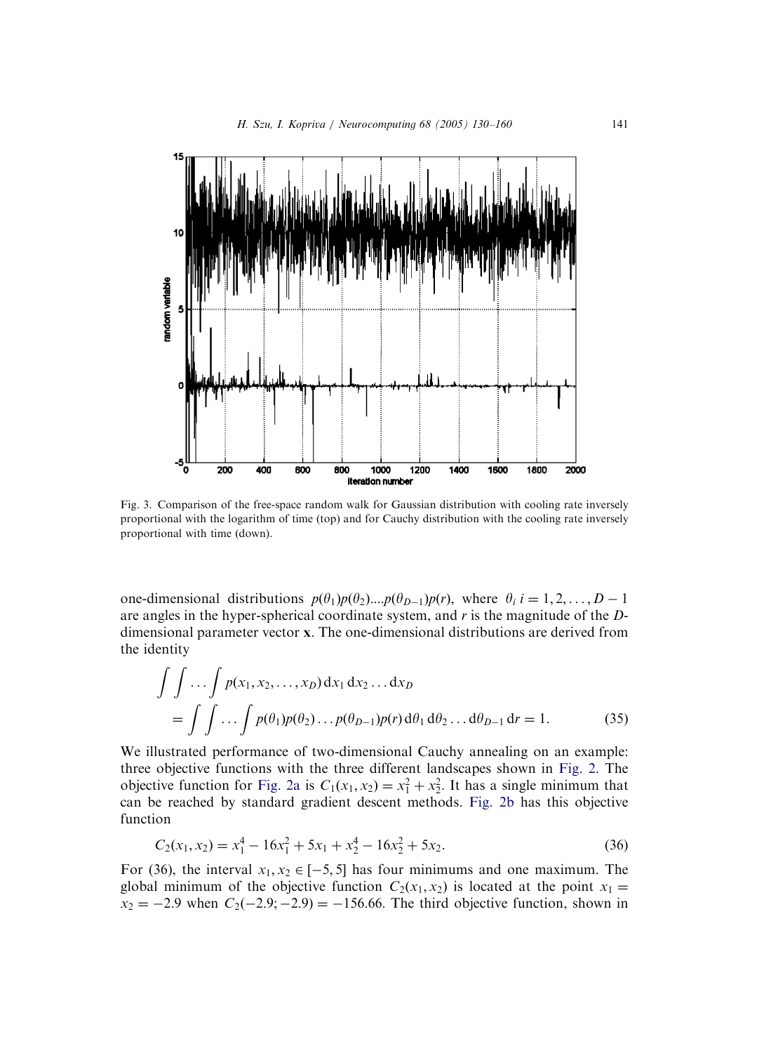Fig. 3. Comparison of the free-space random walk for Gaussian distribution with cooling rate inversely proportional with the logarithm of time (top) and for Cauchy distribution with the cooling rate inversely proportional with time (down).

one-dimensional distributions $p(\theta_1)p(\theta_2)....p(\theta_{D-1})p(r)$, where $\theta_i\ i = 1, 2, \ldots, D-1$ are angles in the hyper-spherical coordinate system, and $r$ is the magnitude of the $D$-dimensional parameter vector $\mathbf{x}$. The one-dimensional distributions are derived from the identity

$$\int\int\ldots\int p(x_1, x_2, \ldots, x_D)\,\mathrm{d}x_1\,\mathrm{d}x_2\ldots\mathrm{d}x_D = \int\int\ldots\int p(\theta_1)p(\theta_2)\ldots p(\theta_{D-1})p(r)\,\mathrm{d}\theta_1\,\mathrm{d}\theta_2\ldots\mathrm{d}\theta_{D-1}\,\mathrm{d}r = 1. \tag{35}$$

We illustrated performance of two-dimensional Cauchy annealing on an example: three objective functions with the three different landscapes shown in Fig. 2. The objective function for Fig. 2a is $C_1(x_1, x_2) = x_1^2 + x_2^2$. It has a single minimum that can be reached by standard gradient descent methods. Fig. 2b has this objective function

$$C_2(x_1, x_2) = x_1^4 - 16x_1^2 + 5x_1 + x_2^4 - 16x_2^2 + 5x_2. \tag{36}$$

For (36), the interval $x_1, x_2 \in [-5, 5]$ has four minimums and one maximum. The global minimum of the objective function $C_2(x_1, x_2)$ is located at the point $x_1 = x_2 = -2.9$ when $C_2(-2.9; -2.9) = -156.66$. The third objective function, shown in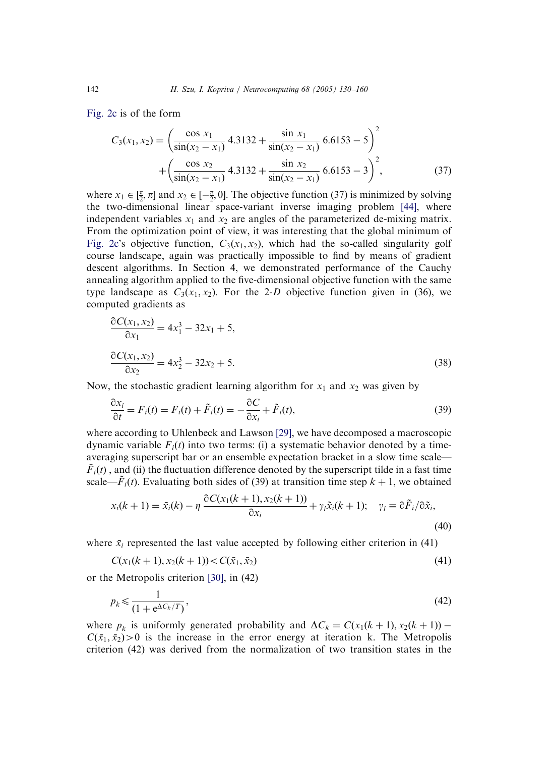Fig. 2c is of the form

$$C_3(x_1, x_2) = \left(\frac{\cos x_1}{\sin(x_2 - x_1)}\, 4.3132 + \frac{\sin x_1}{\sin(x_2 - x_1)}\, 6.6153 - 5\right)^2 + \left(\frac{\cos x_2}{\sin(x_2 - x_1)}\, 4.3132 + \frac{\sin x_2}{\sin(x_2 - x_1)}\, 6.6153 - 3\right)^2, \tag{37}$$

where $x_1 \in [\frac{\pi}{2}, \pi]$ and $x_2 \in [-\frac{\pi}{2}, 0]$. The objective function (37) is minimized by solving the two-dimensional linear space-variant inverse imaging problem [44], where independent variables $x_1$ and $x_2$ are angles of the parameterized de-mixing matrix. From the optimization point of view, it was interesting that the global minimum of Fig. 2c's objective function, $C_3(x_1, x_2)$, which had the so-called singularity golf course landscape, again was practically impossible to find by means of gradient descent algorithms. In Section 4, we demonstrated performance of the Cauchy annealing algorithm applied to the five-dimensional objective function with the same type landscape as $C_3(x_1, x_2)$. For the 2-$D$ objective function given in (36), we computed gradients as

$$\frac{\partial C(x_1, x_2)}{\partial x_1} = 4x_1^3 - 32x_1 + 5,$$

$$\frac{\partial C(x_1, x_2)}{\partial x_2} = 4x_2^3 - 32x_2 + 5. \tag{38}$$

Now, the stochastic gradient learning algorithm for $x_1$ and $x_2$ was given by

$$\frac{\partial x_i}{\partial t} = F_i(t) = \overline{F}_i(t) + \tilde{F}_i(t) = -\frac{\partial C}{\partial x_i} + \tilde{F}_i(t), \tag{39}$$

where according to Uhlenbeck and Lawson [29], we have decomposed a macroscopic dynamic variable $F_i(t)$ into two terms: (i) a systematic behavior denoted by a time-averaging superscript bar or an ensemble expectation bracket in a slow time scale—$\bar{F}_i(t)$ , and (ii) the fluctuation difference denoted by the superscript tilde in a fast time scale—$\tilde{F}_i(t)$. Evaluating both sides of (39) at transition time step $k+1$, we obtained

$$x_i(k+1) = \bar{x}_i(k) - \eta\, \frac{\partial C(x_1(k+1), x_2(k+1))}{\partial x_i} + \gamma_i \tilde{x}_i(k+1); \quad \gamma_i \equiv \partial \tilde{F}_i / \partial \tilde{x}_i, \tag{40}$$

where $\bar{x}_i$ represented the last value accepted by following either criterion in (41)

$$C(x_1(k+1), x_2(k+1)) < C(\bar{x}_1, \bar{x}_2) \tag{41}$$

or the Metropolis criterion [30], in (42)

$$p_k \leqslant \frac{1}{(1 + \mathrm{e}^{\Delta C_k / T})}, \tag{42}$$

where $p_k$ is uniformly generated probability and $\Delta C_k = C(x_1(k+1), x_2(k+1)) - C(\bar{x}_1, \bar{x}_2) > 0$ is the increase in the error energy at iteration k. The Metropolis criterion (42) was derived from the normalization of two transition states in the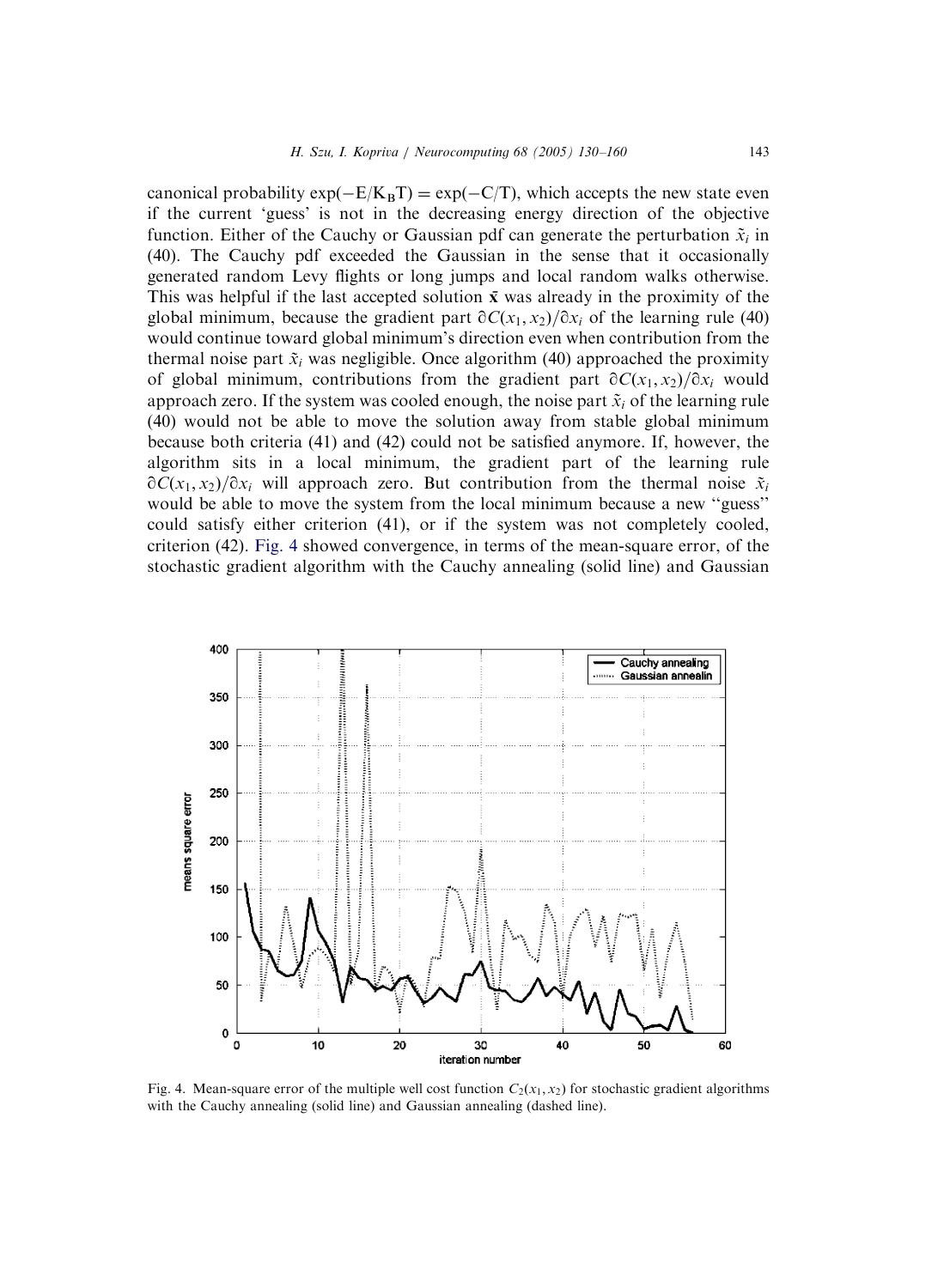canonical probability $\exp(-E/K_BT) = \exp(-C/T)$, which accepts the new state even if the current 'guess' is not in the decreasing energy direction of the objective function. Either of the Cauchy or Gaussian pdf can generate the perturbation $\tilde{x}_i$ in (40). The Cauchy pdf exceeded the Gaussian in the sense that it occasionally generated random Levy flights or long jumps and local random walks otherwise. This was helpful if the last accepted solution $\bar{\mathbf{x}}$ was already in the proximity of the global minimum, because the gradient part $\partial C(x_1, x_2)/\partial x_i$ of the learning rule (40) would continue toward global minimum's direction even when contribution from the thermal noise part $\tilde{x}_i$ was negligible. Once algorithm (40) approached the proximity of global minimum, contributions from the gradient part $\partial C(x_1, x_2)/\partial x_i$ would approach zero. If the system was cooled enough, the noise part $\tilde{x}_i$ of the learning rule (40) would not be able to move the solution away from stable global minimum because both criteria (41) and (42) could not be satisfied anymore. If, however, the algorithm sits in a local minimum, the gradient part of the learning rule $\partial C(x_1, x_2)/\partial x_i$ will approach zero. But contribution from the thermal noise $\tilde{x}_i$ would be able to move the system from the local minimum because a new "guess" could satisfy either criterion (41), or if the system was not completely cooled, criterion (42). Fig. 4 showed convergence, in terms of the mean-square error, of the stochastic gradient algorithm with the Cauchy annealing (solid line) and Gaussian

Fig. 4. Mean-square error of the multiple well cost function $C_2(x_1, x_2)$ for stochastic gradient algorithms with the Cauchy annealing (solid line) and Gaussian annealing (dashed line).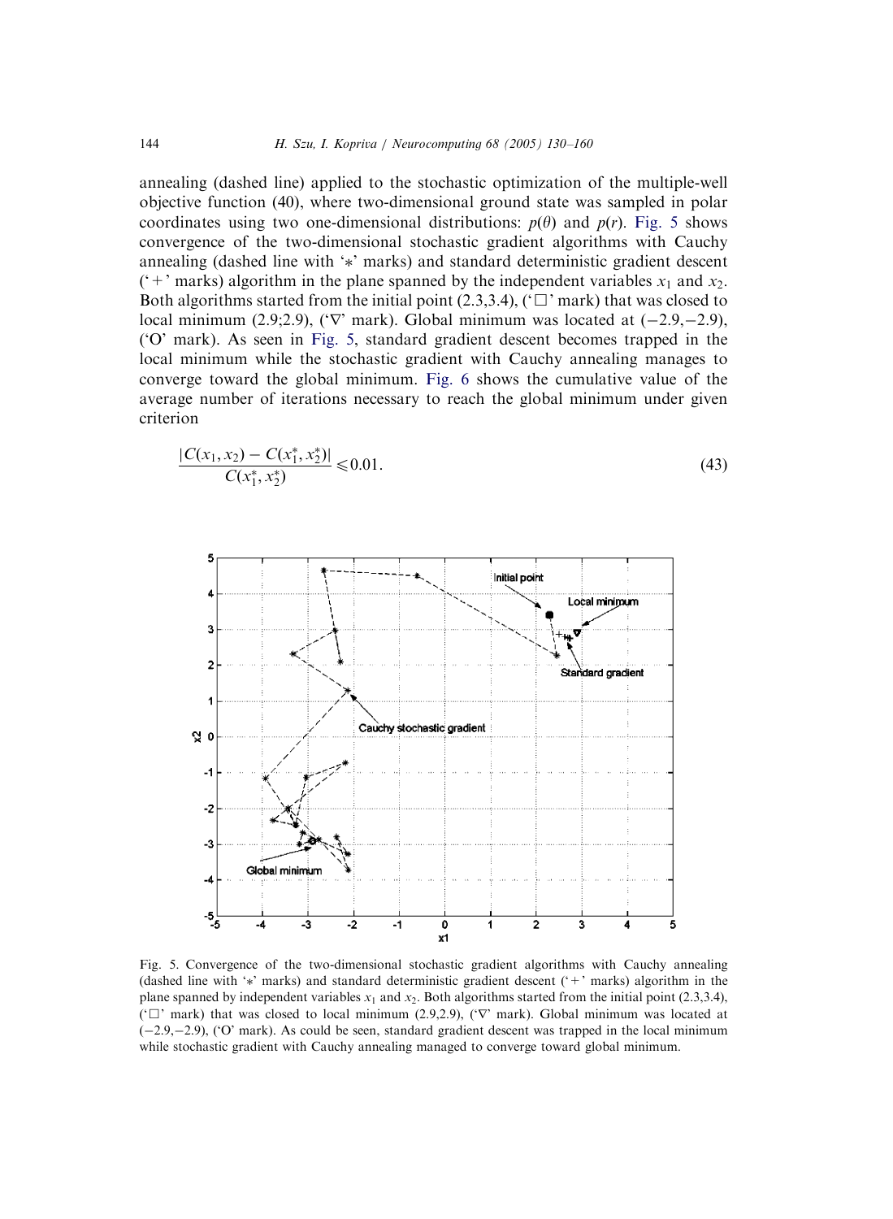annealing (dashed line) applied to the stochastic optimization of the multiple-well objective function (40), where two-dimensional ground state was sampled in polar coordinates using two one-dimensional distributions: $p(\theta)$ and $p(r)$. Fig. 5 shows convergence of the two-dimensional stochastic gradient algorithms with Cauchy annealing (dashed line with '*' marks) and standard deterministic gradient descent ('+' marks) algorithm in the plane spanned by the independent variables $x_1$ and $x_2$. Both algorithms started from the initial point (2.3,3.4), ('□' mark) that was closed to local minimum (2.9;2.9), ('∇' mark). Global minimum was located at (−2.9,−2.9), ('O' mark). As seen in Fig. 5, standard gradient descent becomes trapped in the local minimum while the stochastic gradient with Cauchy annealing manages to converge toward the global minimum. Fig. 6 shows the cumulative value of the average number of iterations necessary to reach the global minimum under given criterion

$$\frac{|C(x_1, x_2) - C(x_1^*, x_2^*)|}{C(x_1^*, x_2^*)} \leqslant 0.01. \tag{43}$$

Fig. 5. Convergence of the two-dimensional stochastic gradient algorithms with Cauchy annealing (dashed line with '*' marks) and standard deterministic gradient descent ('+' marks) algorithm in the plane spanned by independent variables $x_1$ and $x_2$. Both algorithms started from the initial point (2.3,3.4), ('□' mark) that was closed to local minimum (2.9,2.9), ('∇' mark). Global minimum was located at (−2.9,−2.9), ('O' mark). As could be seen, standard gradient descent was trapped in the local minimum while stochastic gradient with Cauchy annealing managed to converge toward global minimum.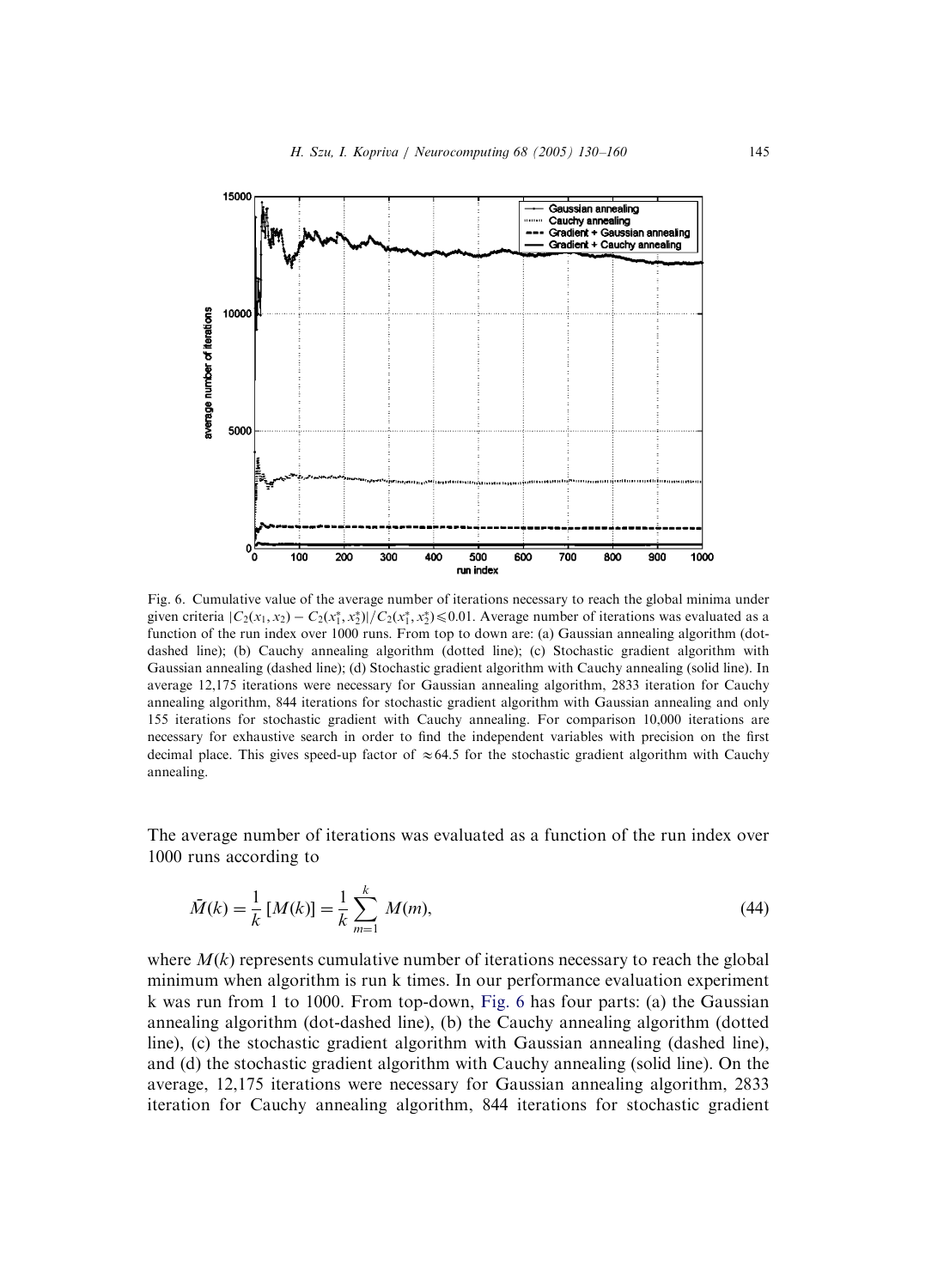Fig. 6. Cumulative value of the average number of iterations necessary to reach the global minima under given criteria $|C_2(x_1, x_2) - C_2(x_1^*, x_2^*)|/C_2(x_1^*, x_2^*) \leqslant 0.01$. Average number of iterations was evaluated as a function of the run index over 1000 runs. From top to down are: (a) Gaussian annealing algorithm (dot-dashed line); (b) Cauchy annealing algorithm (dotted line); (c) Stochastic gradient algorithm with Gaussian annealing (dashed line); (d) Stochastic gradient algorithm with Cauchy annealing (solid line). In average 12,175 iterations were necessary for Gaussian annealing algorithm, 2833 iteration for Cauchy annealing algorithm, 844 iterations for stochastic gradient algorithm with Gaussian annealing and only 155 iterations for stochastic gradient with Cauchy annealing. For comparison 10,000 iterations are necessary for exhaustive search in order to find the independent variables with precision on the first decimal place. This gives speed-up factor of $\approx 64.5$ for the stochastic gradient algorithm with Cauchy annealing.

The average number of iterations was evaluated as a function of the run index over 1000 runs according to

$$\bar{M}(k) = \frac{1}{k}\left[M(k)\right] = \frac{1}{k}\sum_{m=1}^{k} M(m), \tag{44}$$

where $M(k)$ represents cumulative number of iterations necessary to reach the global minimum when algorithm is run k times. In our performance evaluation experiment k was run from 1 to 1000. From top-down, Fig. 6 has four parts: (a) the Gaussian annealing algorithm (dot-dashed line), (b) the Cauchy annealing algorithm (dotted line), (c) the stochastic gradient algorithm with Gaussian annealing (dashed line), and (d) the stochastic gradient algorithm with Cauchy annealing (solid line). On the average, 12,175 iterations were necessary for Gaussian annealing algorithm, 2833 iteration for Cauchy annealing algorithm, 844 iterations for stochastic gradient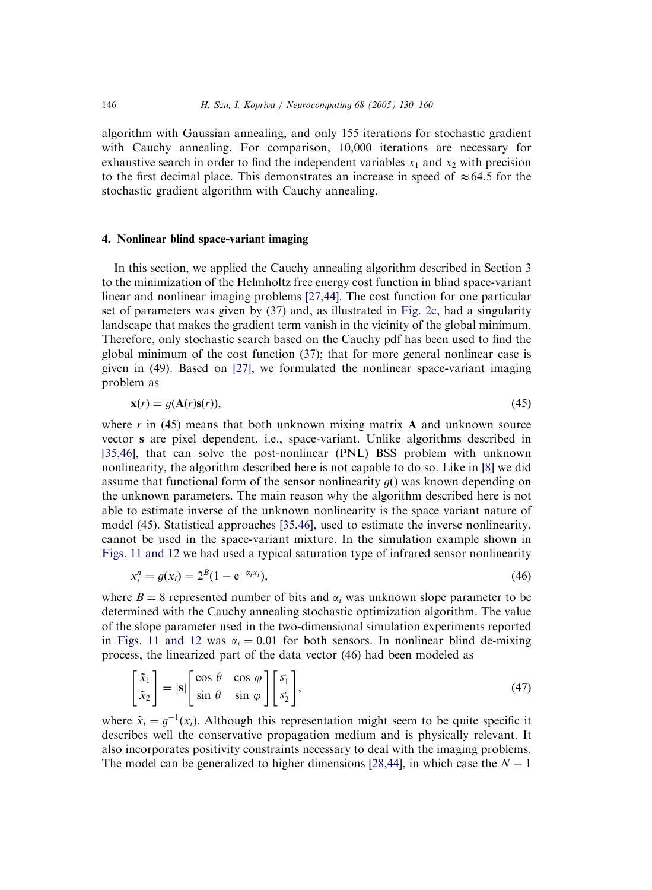algorithm with Gaussian annealing, and only 155 iterations for stochastic gradient with Cauchy annealing. For comparison, 10,000 iterations are necessary for exhaustive search in order to find the independent variables $x_1$ and $x_2$ with precision to the first decimal place. This demonstrates an increase in speed of $\approx 64.5$ for the stochastic gradient algorithm with Cauchy annealing.

## 4. Nonlinear blind space-variant imaging

In this section, we applied the Cauchy annealing algorithm described in Section 3 to the minimization of the Helmholtz free energy cost function in blind space-variant linear and nonlinear imaging problems [27,44]. The cost function for one particular set of parameters was given by (37) and, as illustrated in Fig. 2c, had a singularity landscape that makes the gradient term vanish in the vicinity of the global minimum. Therefore, only stochastic search based on the Cauchy pdf has been used to find the global minimum of the cost function (37); that for more general nonlinear case is given in (49). Based on [27], we formulated the nonlinear space-variant imaging problem as

$$\mathbf{x}(r) = g(\mathbf{A}(r)\mathbf{s}(r)), \tag{45}$$

where $r$ in (45) means that both unknown mixing matrix $\mathbf{A}$ and unknown source vector $\mathbf{s}$ are pixel dependent, i.e., space-variant. Unlike algorithms described in [35,46], that can solve the post-nonlinear (PNL) BSS problem with unknown nonlinearity, the algorithm described here is not capable to do so. Like in [8] we did assume that functional form of the sensor nonlinearity $g()$ was known depending on the unknown parameters. The main reason why the algorithm described here is not able to estimate inverse of the unknown nonlinearity is the space variant nature of model (45). Statistical approaches [35,46], used to estimate the inverse nonlinearity, cannot be used in the space-variant mixture. In the simulation example shown in Figs. 11 and 12 we had used a typical saturation type of infrared sensor nonlinearity

$$x_i^n = g(x_i) = 2^B(1 - \mathrm{e}^{-\alpha_i x_i}), \tag{46}$$

where $B = 8$ represented number of bits and $\alpha_i$ was unknown slope parameter to be determined with the Cauchy annealing stochastic optimization algorithm. The value of the slope parameter used in the two-dimensional simulation experiments reported in Figs. 11 and 12 was $\alpha_i = 0.01$ for both sensors. In nonlinear blind de-mixing process, the linearized part of the data vector (46) had been modeled as

$$\begin{bmatrix} \tilde{x}_1 \\ \tilde{x}_2 \end{bmatrix} = |\mathbf{s}| \begin{bmatrix} \cos\theta & \cos\varphi \\ \sin\theta & \sin\varphi \end{bmatrix} \begin{bmatrix} s'_1 \\ s'_2 \end{bmatrix}, \tag{47}$$

where $\tilde{x}_i = g^{-1}(x_i)$. Although this representation might seem to be quite specific it describes well the conservative propagation medium and is physically relevant. It also incorporates positivity constraints necessary to deal with the imaging problems. The model can be generalized to higher dimensions [28,44], in which case the $N-1$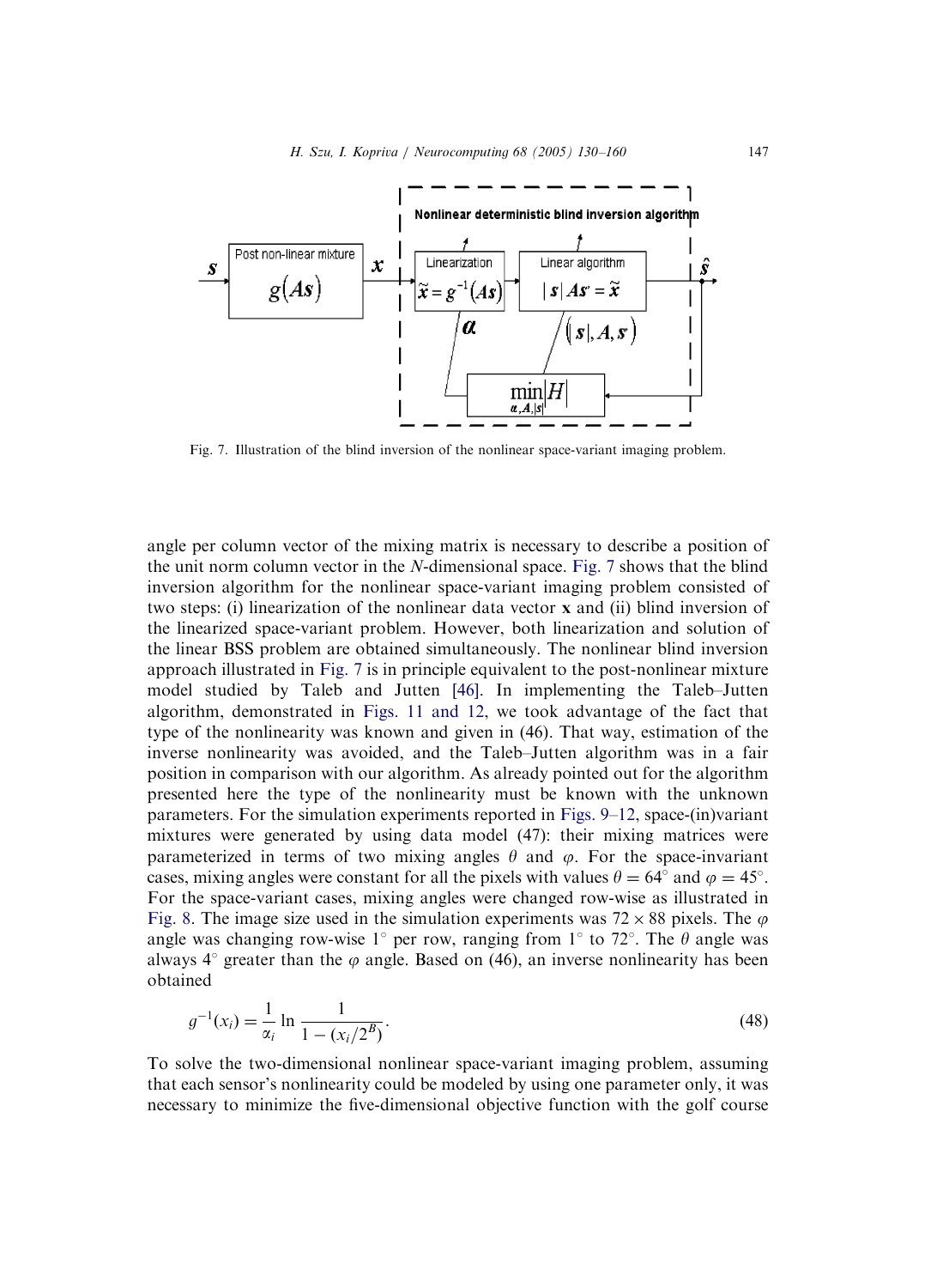Fig. 7. Illustration of the blind inversion of the nonlinear space-variant imaging problem.

angle per column vector of the mixing matrix is necessary to describe a position of the unit norm column vector in the $N$-dimensional space. Fig. 7 shows that the blind inversion algorithm for the nonlinear space-variant imaging problem consisted of two steps: (i) linearization of the nonlinear data vector $\mathbf{x}$ and (ii) blind inversion of the linearized space-variant problem. However, both linearization and solution of the linear BSS problem are obtained simultaneously. The nonlinear blind inversion approach illustrated in Fig. 7 is in principle equivalent to the post-nonlinear mixture model studied by Taleb and Jutten [46]. In implementing the Taleb–Jutten algorithm, demonstrated in Figs. 11 and 12, we took advantage of the fact that type of the nonlinearity was known and given in (46). That way, estimation of the inverse nonlinearity was avoided, and the Taleb–Jutten algorithm was in a fair position in comparison with our algorithm. As already pointed out for the algorithm presented here the type of the nonlinearity must be known with the unknown parameters. For the simulation experiments reported in Figs. 9–12, space-(in)variant mixtures were generated by using data model (47): their mixing matrices were parameterized in terms of two mixing angles $\theta$ and $\varphi$. For the space-invariant cases, mixing angles were constant for all the pixels with values $\theta = 64^\circ$ and $\varphi = 45^\circ$. For the space-variant cases, mixing angles were changed row-wise as illustrated in Fig. 8. The image size used in the simulation experiments was $72 \times 88$ pixels. The $\varphi$ angle was changing row-wise $1^\circ$ per row, ranging from $1^\circ$ to $72^\circ$. The $\theta$ angle was always $4^\circ$ greater than the $\varphi$ angle. Based on (46), an inverse nonlinearity has been obtained

$$g^{-1}(x_i) = \frac{1}{\alpha_i} \ln \frac{1}{1 - (x_i/2^B)}. \tag{48}$$

To solve the two-dimensional nonlinear space-variant imaging problem, assuming that each sensor's nonlinearity could be modeled by using one parameter only, it was necessary to minimize the five-dimensional objective function with the golf course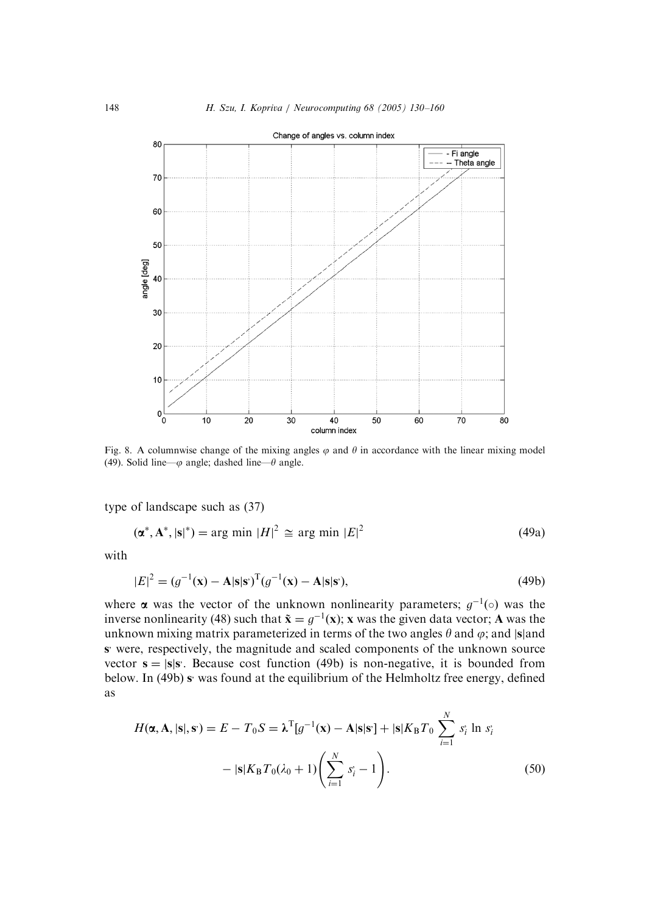Fig. 8. A columnwise change of the mixing angles $\varphi$ and $\theta$ in accordance with the linear mixing model (49). Solid line—$\varphi$ angle; dashed line—$\theta$ angle.

type of landscape such as (37)

$$(\boldsymbol{\alpha}^*, \mathbf{A}^*, |\mathbf{s}|^*) = \arg\min |H|^2 \cong \arg\min |E|^2 \tag{49a}$$

with

$$|E|^2 = (g^{-1}(\mathbf{x}) - \mathbf{A}|\mathbf{s}|\mathbf{s}^{\cdot})^{\mathrm{T}}(g^{-1}(\mathbf{x}) - \mathbf{A}|\mathbf{s}|\mathbf{s}^{\cdot}), \tag{49b}$$

where $\boldsymbol{\alpha}$ was the vector of the unknown nonlinearity parameters; $g^{-1}(\circ)$ was the inverse nonlinearity (48) such that $\tilde{\mathbf{x}} = g^{-1}(\mathbf{x})$; $\mathbf{x}$ was the given data vector; $\mathbf{A}$ was the unknown mixing matrix parameterized in terms of the two angles $\theta$ and $\varphi$; and $|\mathbf{s}|$and $\mathbf{s}^{\cdot}$ were, respectively, the magnitude and scaled components of the unknown source vector $\mathbf{s} = |\mathbf{s}|\mathbf{s}^{\cdot}$. Because cost function (49b) is non-negative, it is bounded from below. In (49b) $\mathbf{s}^{\cdot}$ was found at the equilibrium of the Helmholtz free energy, defined as

$$H(\boldsymbol{\alpha}, \mathbf{A}, |\mathbf{s}|, \mathbf{s}^{\cdot}) = E - T_0 S = \boldsymbol{\lambda}^{\mathrm{T}}[g^{-1}(\mathbf{x}) - \mathbf{A}|\mathbf{s}|\mathbf{s}^{\cdot}] + |\mathbf{s}|K_{\mathrm{B}}T_0 \sum_{i=1}^{N} s_i^{\cdot} \ln s_i^{\cdot} - |\mathbf{s}|K_{\mathrm{B}}T_0(\lambda_0 + 1)\left(\sum_{i=1}^{N} s_i^{\cdot} - 1\right). \tag{50}$$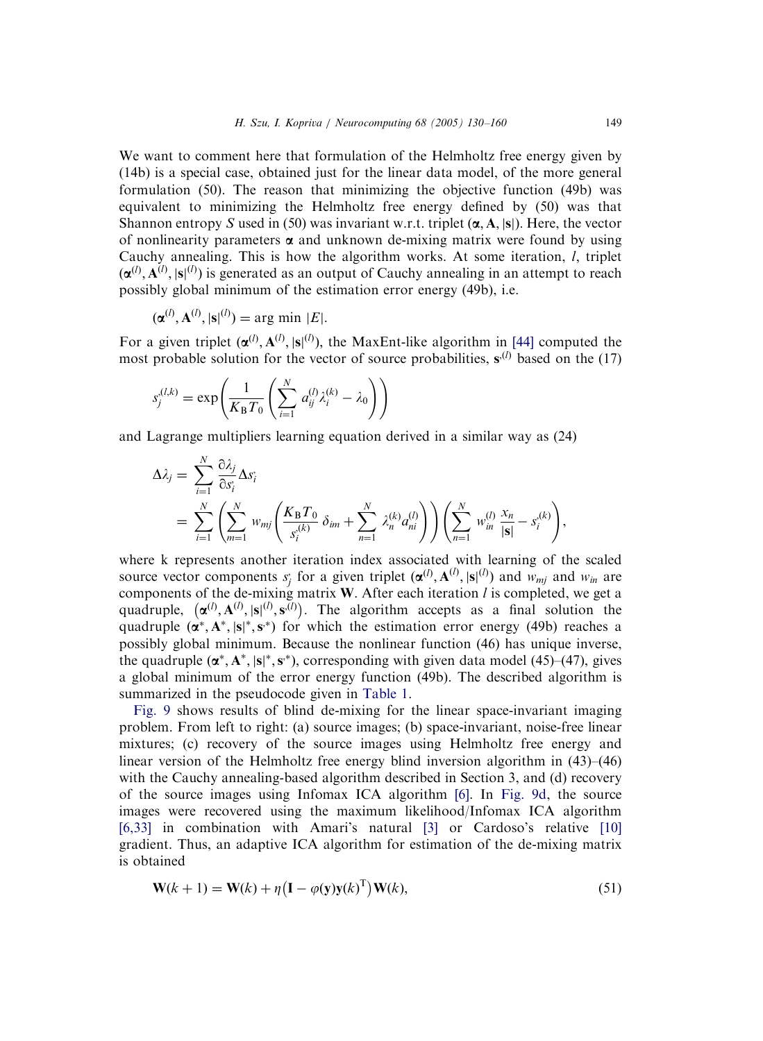We want to comment here that formulation of the Helmholtz free energy given by (14b) is a special case, obtained just for the linear data model, of the more general formulation (50). The reason that minimizing the objective function (49b) was equivalent to minimizing the Helmholtz free energy defined by (50) was that Shannon entropy $S$ used in (50) was invariant w.r.t. triplet $(\boldsymbol{\alpha}, \mathbf{A}, |\mathbf{s}|)$. Here, the vector of nonlinearity parameters $\boldsymbol{\alpha}$ and unknown de-mixing matrix were found by using Cauchy annealing. This is how the algorithm works. At some iteration, $l$, triplet $(\boldsymbol{\alpha}^{(l)}, \mathbf{A}^{(l)}, |\mathbf{s}|^{(l)})$ is generated as an output of Cauchy annealing in an attempt to reach possibly global minimum of the estimation error energy (49b), i.e.

$$(\boldsymbol{\alpha}^{(l)}, \mathbf{A}^{(l)}, |\mathbf{s}|^{(l)}) = \arg\min |E|.$$

For a given triplet $(\boldsymbol{\alpha}^{(l)}, \mathbf{A}^{(l)}, |\mathbf{s}|^{(l)})$, the MaxEnt-like algorithm in [44] computed the most probable solution for the vector of source probabilities, $\mathbf{s}^{\cdot(l)}$ based on the (17)

$$s_j^{\cdot(l,k)} = \exp\left(\frac{1}{K_\mathrm{B} T_0}\left(\sum_{i=1}^{N} a_{ij}^{(l)} \lambda_i^{(k)} - \lambda_0\right)\right)$$

and Lagrange multipliers learning equation derived in a similar way as (24)

$$\begin{aligned}
\Delta\lambda_j &= \sum_{i=1}^{N} \frac{\partial \lambda_j}{\partial s_i^{\cdot}} \Delta s_i^{\cdot} \\
&= \sum_{i=1}^{N}\left(\sum_{m=1}^{N} w_{mj}\left(\frac{K_\mathrm{B} T_0}{s_i^{\cdot(k)}}\,\delta_{im} + \sum_{n=1}^{N} \lambda_n^{(k)} a_{ni}^{(l)}\right)\right)\left(\sum_{n=1}^{N} w_{in}^{(l)} \frac{x_n}{|\mathbf{s}|} - s_i^{\cdot(k)}\right),
\end{aligned}$$

where k represents another iteration index associated with learning of the scaled source vector components $s_j^{\cdot}$ for a given triplet $(\boldsymbol{\alpha}^{(l)}, \mathbf{A}^{(l)}, |\mathbf{s}|^{(l)})$ and $w_{mj}$ and $w_{in}$ are components of the de-mixing matrix $\mathbf{W}$. After each iteration $l$ is completed, we get a quadruple, $\left(\boldsymbol{\alpha}^{(l)}, \mathbf{A}^{(l)}, |\mathbf{s}|^{(l)}, \mathbf{s}^{\cdot(l)}\right)$. The algorithm accepts as a final solution the quadruple $(\boldsymbol{\alpha}^{*}, \mathbf{A}^{*}, |\mathbf{s}|^{*}, \mathbf{s}^{\cdot *})$ for which the estimation error energy (49b) reaches a possibly global minimum. Because the nonlinear function (46) has unique inverse, the quadruple $(\boldsymbol{\alpha}^{*}, \mathbf{A}^{*}, |\mathbf{s}|^{*}, \mathbf{s}^{\cdot *})$, corresponding with given data model (45)–(47), gives a global minimum of the error energy function (49b). The described algorithm is summarized in the pseudocode given in Table 1.

Fig. 9 shows results of blind de-mixing for the linear space-invariant imaging problem. From left to right: (a) source images; (b) space-invariant, noise-free linear mixtures; (c) recovery of the source images using Helmholtz free energy and linear version of the Helmholtz free energy blind inversion algorithm in (43)–(46) with the Cauchy annealing-based algorithm described in Section 3, and (d) recovery of the source images using Infomax ICA algorithm [6]. In Fig. 9d, the source images were recovered using the maximum likelihood/Infomax ICA algorithm [6,33] in combination with Amari's natural [3] or Cardoso's relative [10] gradient. Thus, an adaptive ICA algorithm for estimation of the de-mixing matrix is obtained

$$\mathbf{W}(k+1) = \mathbf{W}(k) + \eta\left(\mathbf{I} - \varphi(\mathbf{y})\mathbf{y}(k)^{\mathrm{T}}\right)\mathbf{W}(k), \tag{51}$$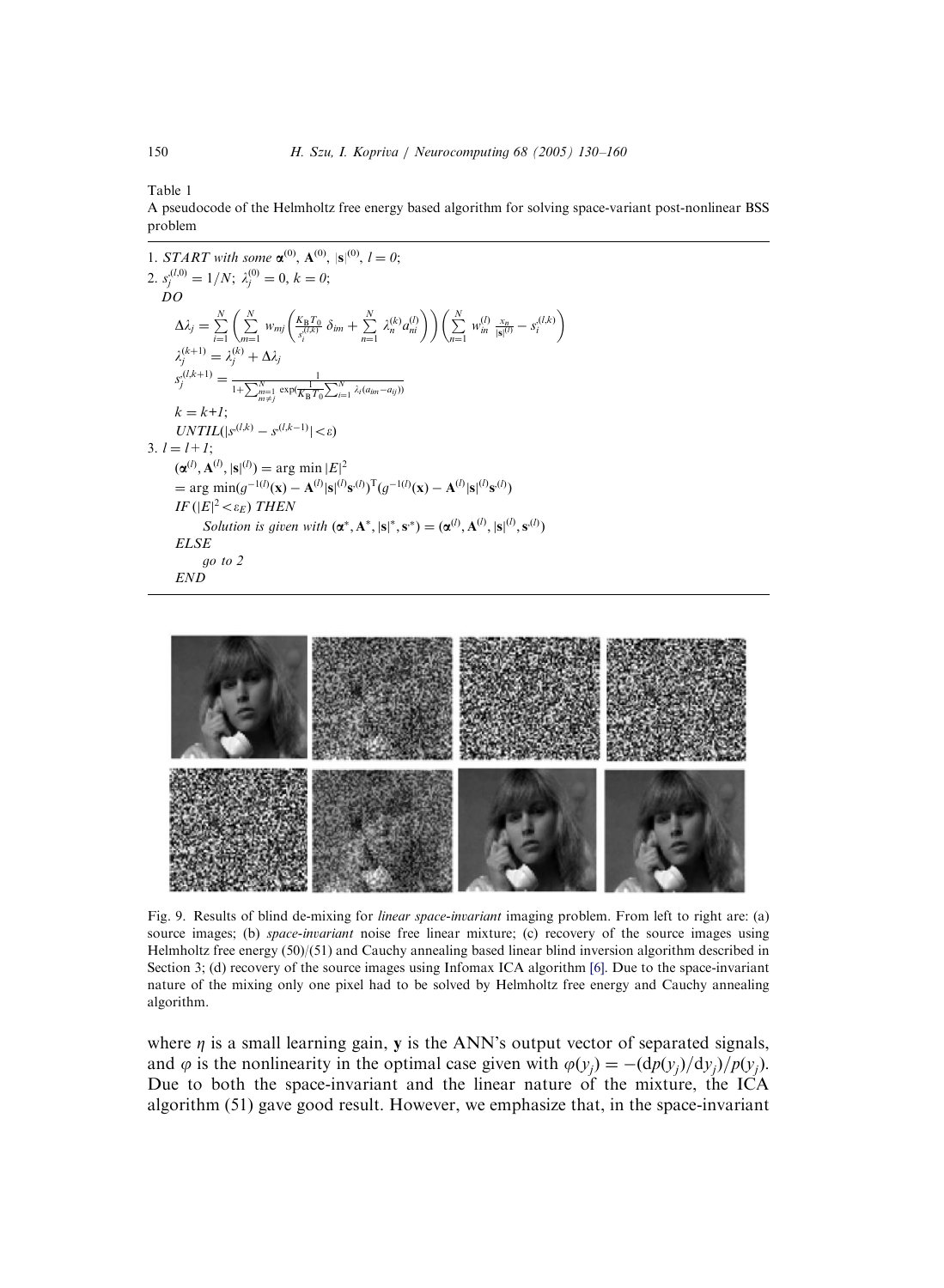Table 1
A pseudocode of the Helmholtz free energy based algorithm for solving space-variant post-nonlinear BSS problem

1. *START with some* $\boldsymbol{\alpha}^{(0)}$, $\mathbf{A}^{(0)}$, $|\mathbf{s}|^{(0)}$, $l = 0$;
2. $s_j^{(l,0)} = 1/N$; $\lambda_j^{(0)} = 0$, $k = 0$;

   *DO*

   $$\Delta\lambda_j = \sum_{i=1}^{N} \left( \sum_{m=1}^{N} w_{mj} \left( \frac{K_B T_0}{s_i^{(l,k)}} \delta_{im} + \sum_{n=1}^{N} \lambda_n^{(k)} a_{ni}^{(l)} \right) \right) \left( \sum_{n=1}^{N} w_{in}^{(l)} \frac{x_n}{|\mathbf{s}|^{(l)}} - s_i^{(l,k)} \right)$$

   $$\lambda_j^{(k+1)} = \lambda_j^{(k)} + \Delta\lambda_j$$

   $$s_j^{(l,k+1)} = \frac{1}{1 + \sum_{\substack{m=1 \\ m \neq j}}^{N} \exp\left(\frac{1}{K_B T_0} \sum_{i=1}^{N} \lambda_i (a_{im} - a_{ij})\right)}$$

   $k = k+1$;

   *UNTIL*$(|s^{(l,k)} - s^{(l,k-1)}| < \varepsilon)$
3. $l = l+1$;

   $$(\boldsymbol{\alpha}^{(l)}, \mathbf{A}^{(l)}, |\mathbf{s}|^{(l)}) = \arg\min |E|^2$$
   $$= \arg\min (g^{-1(l)}(\mathbf{x}) - \mathbf{A}^{(l)} |\mathbf{s}|^{(l)} \mathbf{s}^{(l)})^{\mathrm{T}} (g^{-1(l)}(\mathbf{x}) - \mathbf{A}^{(l)} |\mathbf{s}|^{(l)} \mathbf{s}^{(l)})$$

   *IF* $(|E|^2 < \varepsilon_E)$ *THEN*

   *Solution is given with* $(\boldsymbol{\alpha}^*, \mathbf{A}^*, |\mathbf{s}|^*, \mathbf{s}^*) = (\boldsymbol{\alpha}^{(l)}, \mathbf{A}^{(l)}, |\mathbf{s}|^{(l)}, \mathbf{s}^{(l)})$

   *ELSE*

   *go to 2*

   *END*

Fig. 9. Results of blind de-mixing for *linear space-invariant* imaging problem. From left to right are: (a) source images; (b) *space-invariant* noise free linear mixture; (c) recovery of the source images using Helmholtz free energy (50)/(51) and Cauchy annealing based linear blind inversion algorithm described in Section 3; (d) recovery of the source images using Infomax ICA algorithm [6]. Due to the space-invariant nature of the mixing only one pixel had to be solved by Helmholtz free energy and Cauchy annealing algorithm.

where $\eta$ is a small learning gain, $\mathbf{y}$ is the ANN's output vector of separated signals, and $\varphi$ is the nonlinearity in the optimal case given with $\varphi(y_j) = -(\mathrm{d}p(y_j)/\mathrm{d}y_j)/p(y_j)$. Due to both the space-invariant and the linear nature of the mixture, the ICA algorithm (51) gave good result. However, we emphasize that, in the space-invariant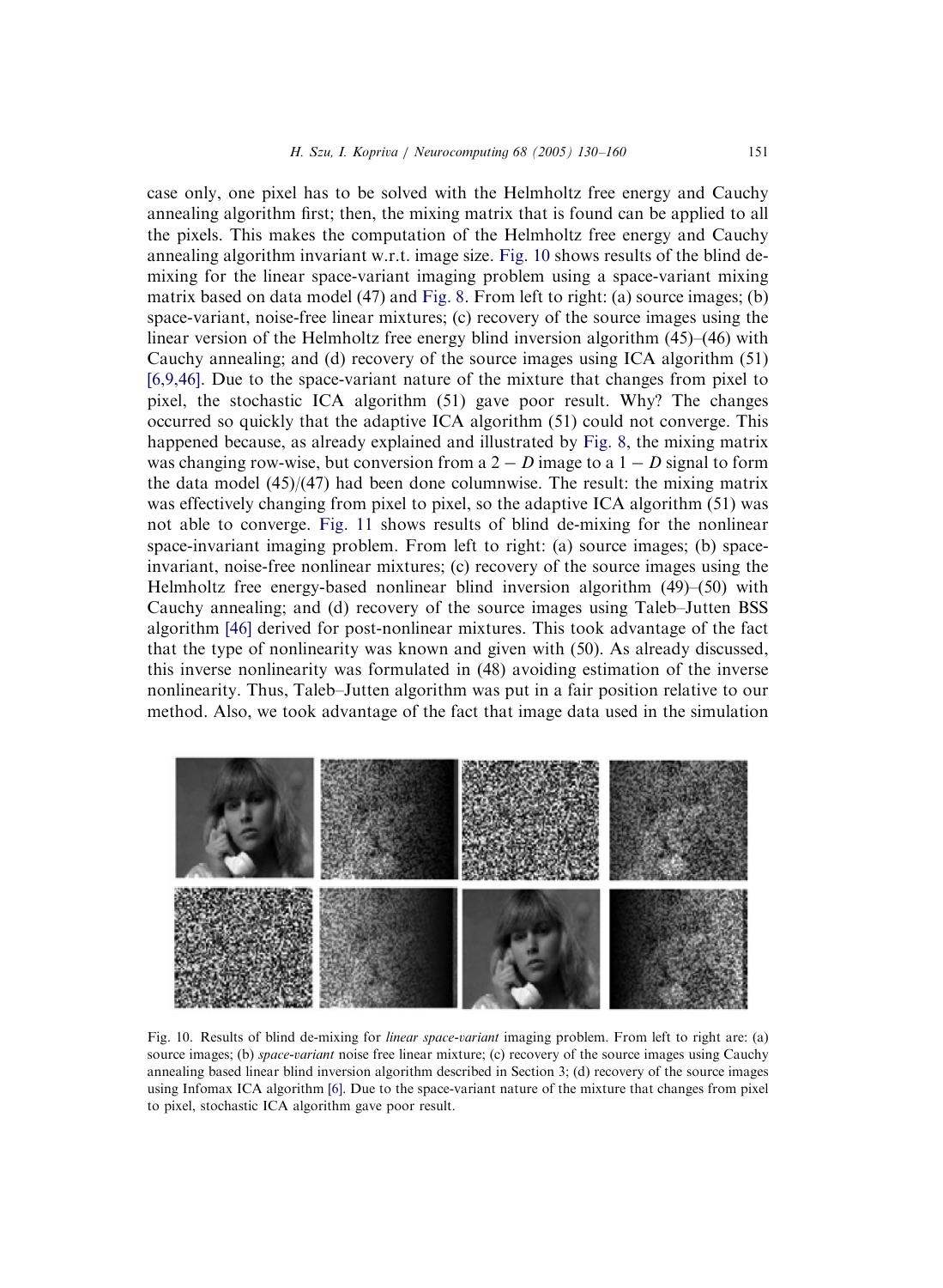case only, one pixel has to be solved with the Helmholtz free energy and Cauchy annealing algorithm first; then, the mixing matrix that is found can be applied to all the pixels. This makes the computation of the Helmholtz free energy and Cauchy annealing algorithm invariant w.r.t. image size. Fig. 10 shows results of the blind de-mixing for the linear space-variant imaging problem using a space-variant mixing matrix based on data model (47) and Fig. 8. From left to right: (a) source images; (b) space-variant, noise-free linear mixtures; (c) recovery of the source images using the linear version of the Helmholtz free energy blind inversion algorithm (45)–(46) with Cauchy annealing; and (d) recovery of the source images using ICA algorithm (51) [6,9,46]. Due to the space-variant nature of the mixture that changes from pixel to pixel, the stochastic ICA algorithm (51) gave poor result. Why? The changes occurred so quickly that the adaptive ICA algorithm (51) could not converge. This happened because, as already explained and illustrated by Fig. 8, the mixing matrix was changing row-wise, but conversion from a $2-D$ image to a $1-D$ signal to form the data model (45)/(47) had been done columnwise. The result: the mixing matrix was effectively changing from pixel to pixel, so the adaptive ICA algorithm (51) was not able to converge. Fig. 11 shows results of blind de-mixing for the nonlinear space-invariant imaging problem. From left to right: (a) source images; (b) space-invariant, noise-free nonlinear mixtures; (c) recovery of the source images using the Helmholtz free energy-based nonlinear blind inversion algorithm (49)–(50) with Cauchy annealing; and (d) recovery of the source images using Taleb–Jutten BSS algorithm [46] derived for post-nonlinear mixtures. This took advantage of the fact that the type of nonlinearity was known and given with (50). As already discussed, this inverse nonlinearity was formulated in (48) avoiding estimation of the inverse nonlinearity. Thus, Taleb–Jutten algorithm was put in a fair position relative to our method. Also, we took advantage of the fact that image data used in the simulation

Fig. 10. Results of blind de-mixing for *linear space-variant* imaging problem. From left to right are: (a) source images; (b) *space-variant* noise free linear mixture; (c) recovery of the source images using Cauchy annealing based linear blind inversion algorithm described in Section 3; (d) recovery of the source images using Infomax ICA algorithm [6]. Due to the space-variant nature of the mixture that changes from pixel to pixel, stochastic ICA algorithm gave poor result.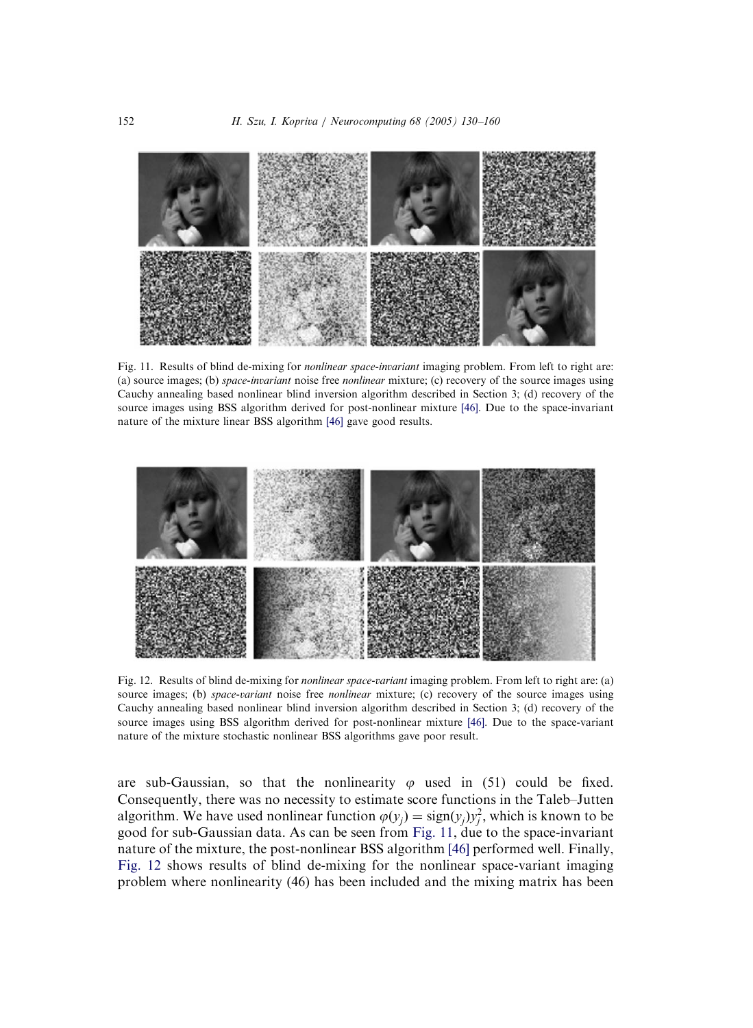Fig. 11. Results of blind de-mixing for *nonlinear space-invariant* imaging problem. From left to right are: (a) source images; (b) *space-invariant* noise free *nonlinear* mixture; (c) recovery of the source images using Cauchy annealing based nonlinear blind inversion algorithm described in Section 3; (d) recovery of the source images using BSS algorithm derived for post-nonlinear mixture [46]. Due to the space-invariant nature of the mixture linear BSS algorithm [46] gave good results.

Fig. 12. Results of blind de-mixing for *nonlinear space-variant* imaging problem. From left to right are: (a) source images; (b) *space-variant* noise free *nonlinear* mixture; (c) recovery of the source images using Cauchy annealing based nonlinear blind inversion algorithm described in Section 3; (d) recovery of the source images using BSS algorithm derived for post-nonlinear mixture [46]. Due to the space-variant nature of the mixture stochastic nonlinear BSS algorithms gave poor result.

are sub-Gaussian, so that the nonlinearity $\varphi$ used in (51) could be fixed. Consequently, there was no necessity to estimate score functions in the Taleb–Jutten algorithm. We have used nonlinear function $\varphi(y_j) = \text{sign}(y_j)y_j^2$, which is known to be good for sub-Gaussian data. As can be seen from Fig. 11, due to the space-invariant nature of the mixture, the post-nonlinear BSS algorithm [46] performed well. Finally, Fig. 12 shows results of blind de-mixing for the nonlinear space-variant imaging problem where nonlinearity (46) has been included and the mixing matrix has been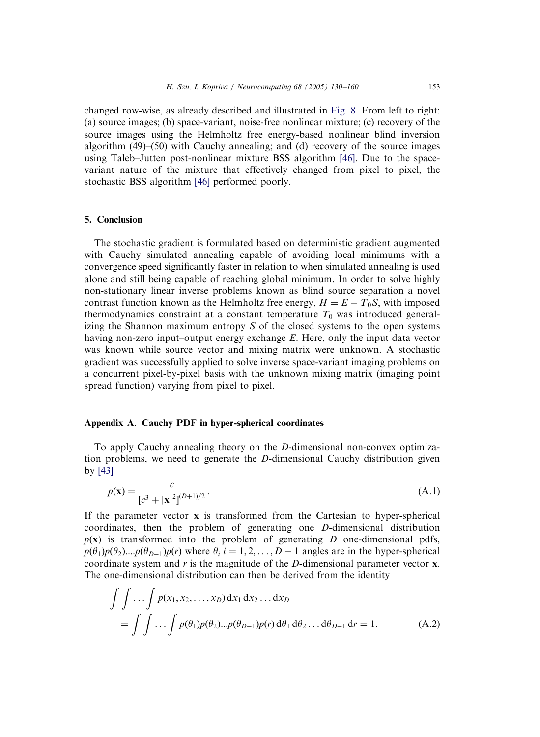changed row-wise, as already described and illustrated in Fig. 8. From left to right: (a) source images; (b) space-variant, noise-free nonlinear mixture; (c) recovery of the source images using the Helmholtz free energy-based nonlinear blind inversion algorithm (49)–(50) with Cauchy annealing; and (d) recovery of the source images using Taleb–Jutten post-nonlinear mixture BSS algorithm [46]. Due to the space-variant nature of the mixture that effectively changed from pixel to pixel, the stochastic BSS algorithm [46] performed poorly.

## 5. Conclusion

The stochastic gradient is formulated based on deterministic gradient augmented with Cauchy simulated annealing capable of avoiding local minimums with a convergence speed significantly faster in relation to when simulated annealing is used alone and still being capable of reaching global minimum. In order to solve highly non-stationary linear inverse problems known as blind source separation a novel contrast function known as the Helmholtz free energy, $H = E - T_0 S$, with imposed thermodynamics constraint at a constant temperature $T_0$ was introduced generalizing the Shannon maximum entropy $S$ of the closed systems to the open systems having non-zero input–output energy exchange $E$. Here, only the input data vector was known while source vector and mixing matrix were unknown. A stochastic gradient was successfully applied to solve inverse space-variant imaging problems on a concurrent pixel-by-pixel basis with the unknown mixing matrix (imaging point spread function) varying from pixel to pixel.

## Appendix A. Cauchy PDF in hyper-spherical coordinates

To apply Cauchy annealing theory on the $D$-dimensional non-convex optimization problems, we need to generate the $D$-dimensional Cauchy distribution given by [43]

$$p(\mathbf{x}) = \frac{c}{[c^3 + |\mathbf{x}|^2]^{(D+1)/2}}. \tag{A.1}$$

If the parameter vector $\mathbf{x}$ is transformed from the Cartesian to hyper-spherical coordinates, then the problem of generating one $D$-dimensional distribution $p(\mathbf{x})$ is transformed into the problem of generating $D$ one-dimensional pdfs, $p(\theta_1)p(\theta_2)....p(\theta_{D-1})p(r)$ where $\theta_i$ $i = 1, 2, \ldots, D-1$ angles are in the hyper-spherical coordinate system and $r$ is the magnitude of the $D$-dimensional parameter vector $\mathbf{x}$. The one-dimensional distribution can then be derived from the identity

$$\begin{aligned}
&\int\int \ldots \int p(x_1, x_2, \ldots, x_D)\,\mathrm{d}x_1\,\mathrm{d}x_2 \ldots \mathrm{d}x_D \\
&\quad = \int\int \ldots \int p(\theta_1)p(\theta_2)...p(\theta_{D-1})p(r)\,\mathrm{d}\theta_1\,\mathrm{d}\theta_2 \ldots \mathrm{d}\theta_{D-1}\,\mathrm{d}r = 1.
\end{aligned} \tag{A.2}$$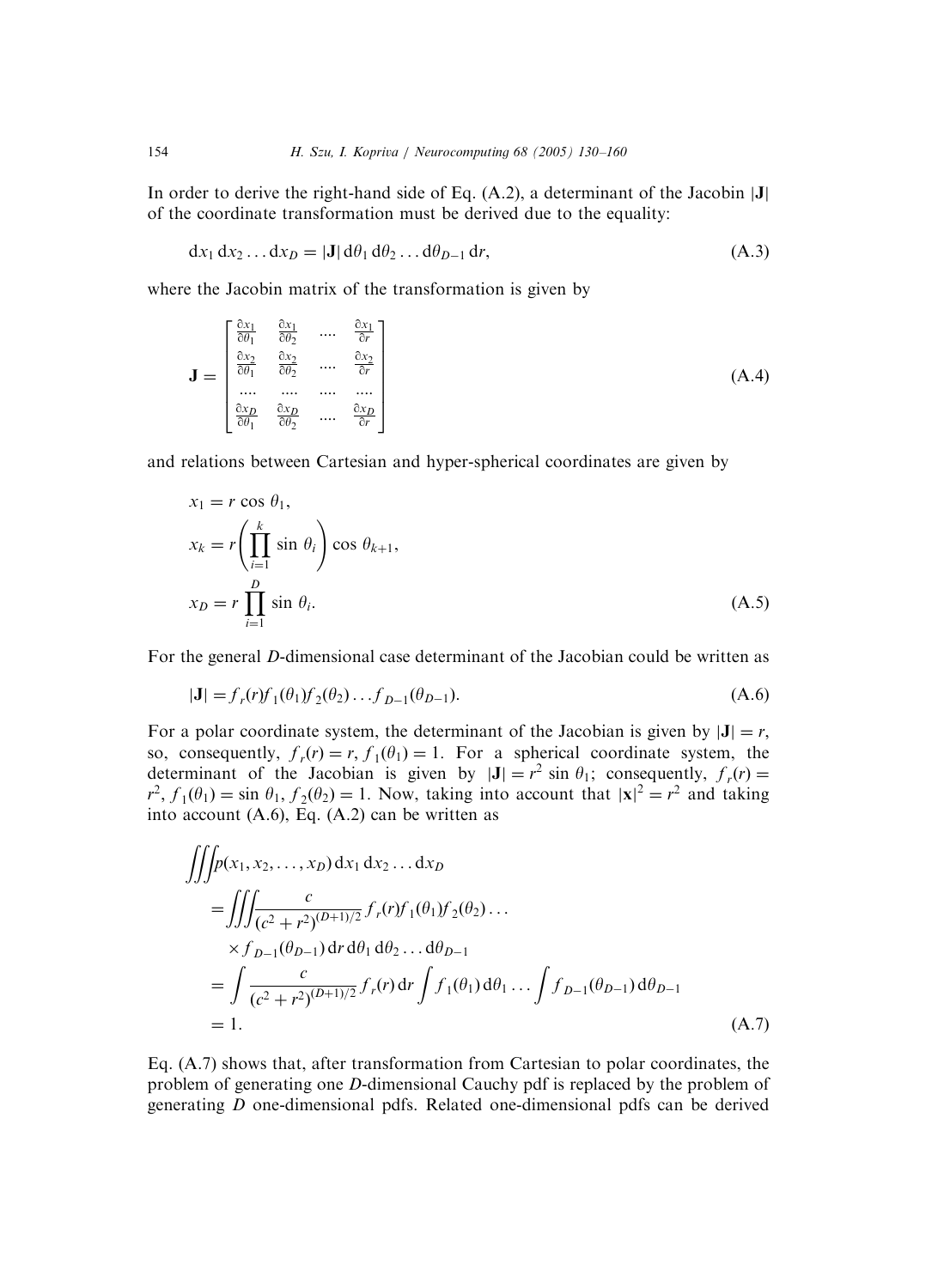In order to derive the right-hand side of Eq. (A.2), a determinant of the Jacobin $|\mathbf{J}|$ of the coordinate transformation must be derived due to the equality:

$$dx_1 \, dx_2 \ldots dx_D = |\mathbf{J}| \, d\theta_1 \, d\theta_2 \ldots d\theta_{D-1} \, dr, \tag{A.3}$$

where the Jacobin matrix of the transformation is given by

$$\mathbf{J} = \begin{bmatrix} \frac{\partial x_1}{\partial \theta_1} & \frac{\partial x_1}{\partial \theta_2} & \ldots & \frac{\partial x_1}{\partial r} \\ \frac{\partial x_2}{\partial \theta_1} & \frac{\partial x_2}{\partial \theta_2} & \ldots & \frac{\partial x_2}{\partial r} \\ \ldots & \ldots & \ldots & \ldots \\ \frac{\partial x_D}{\partial \theta_1} & \frac{\partial x_D}{\partial \theta_2} & \ldots & \frac{\partial x_D}{\partial r} \end{bmatrix} \tag{A.4}$$

and relations between Cartesian and hyper-spherical coordinates are given by

$$\begin{aligned} x_1 &= r \cos \theta_1, \\ x_k &= r \left( \prod_{i=1}^{k} \sin \theta_i \right) \cos \theta_{k+1}, \\ x_D &= r \prod_{i=1}^{D} \sin \theta_i. \end{aligned} \tag{A.5}$$

For the general $D$-dimensional case determinant of the Jacobian could be written as

$$|\mathbf{J}| = f_r(r) f_1(\theta_1) f_2(\theta_2) \ldots f_{D-1}(\theta_{D-1}). \tag{A.6}$$

For a polar coordinate system, the determinant of the Jacobian is given by $|\mathbf{J}| = r$, so, consequently, $f_r(r) = r$, $f_1(\theta_1) = 1$. For a spherical coordinate system, the determinant of the Jacobian is given by $|\mathbf{J}| = r^2 \sin \theta_1$; consequently, $f_r(r) = r^2$, $f_1(\theta_1) = \sin \theta_1$, $f_2(\theta_2) = 1$. Now, taking into account that $|\mathbf{x}|^2 = r^2$ and taking into account (A.6), Eq. (A.2) can be written as

$$\begin{aligned} &\iiint p(x_1, x_2, \ldots, x_D) \, dx_1 \, dx_2 \ldots dx_D \\ &= \iiint \frac{c}{(c^2 + r^2)^{(D+1)/2}} f_r(r) f_1(\theta_1) f_2(\theta_2) \ldots \\ &\quad \times f_{D-1}(\theta_{D-1}) \, dr \, d\theta_1 \, d\theta_2 \ldots d\theta_{D-1} \\ &= \int \frac{c}{(c^2 + r^2)^{(D+1)/2}} f_r(r) \, dr \int f_1(\theta_1) \, d\theta_1 \ldots \int f_{D-1}(\theta_{D-1}) \, d\theta_{D-1} \\ &= 1. \end{aligned} \tag{A.7}$$

Eq. (A.7) shows that, after transformation from Cartesian to polar coordinates, the problem of generating one $D$-dimensional Cauchy pdf is replaced by the problem of generating $D$ one-dimensional pdfs. Related one-dimensional pdfs can be derived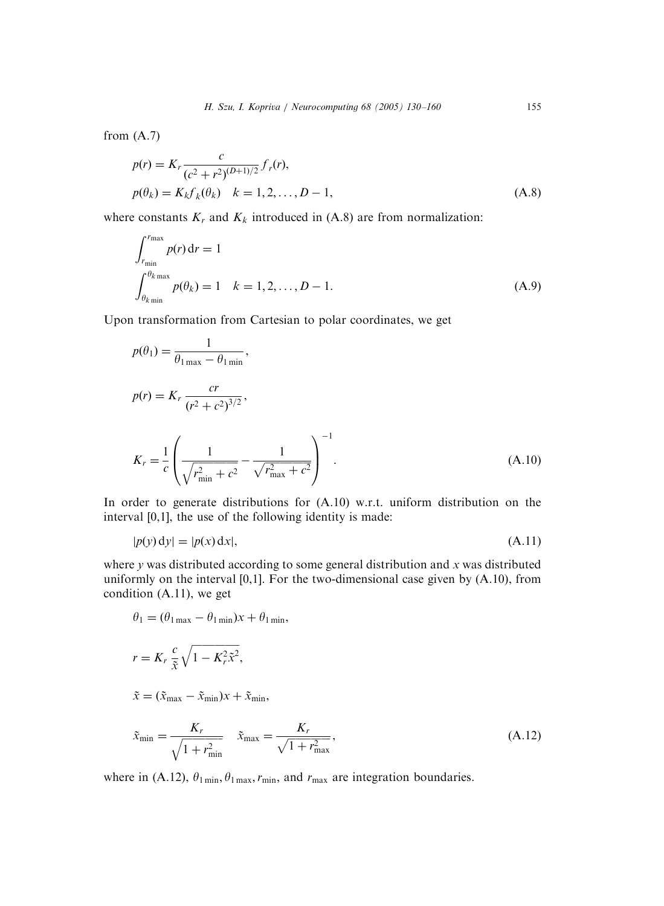from (A.7)

$$
\begin{aligned}
p(r) &= K_r \frac{c}{(c^2 + r^2)^{(D+1)/2}} f_r(r), \\
p(\theta_k) &= K_k f_k(\theta_k) \quad k = 1, 2, \ldots, D-1,
\end{aligned}
\tag{A.8}
$$

where constants $K_r$ and $K_k$ introduced in (A.8) are from normalization:

$$
\begin{aligned}
&\int_{r_{\min}}^{r_{\max}} p(r)\, \mathrm{d}r = 1 \\
&\int_{\theta_{k\min}}^{\theta_{k\max}} p(\theta_k) = 1 \quad k = 1, 2, \ldots, D-1.
\end{aligned}
\tag{A.9}
$$

Upon transformation from Cartesian to polar coordinates, we get

$$
\begin{aligned}
p(\theta_1) &= \frac{1}{\theta_{1\max} - \theta_{1\min}}, \\
p(r) &= K_r \frac{cr}{(r^2 + c^2)^{3/2}}, \\
K_r &= \frac{1}{c} \left( \frac{1}{\sqrt{r_{\min}^2 + c^2}} - \frac{1}{\sqrt{r_{\max}^2 + c^2}} \right)^{-1}.
\end{aligned}
\tag{A.10}
$$

In order to generate distributions for (A.10) w.r.t. uniform distribution on the interval [0,1], the use of the following identity is made:

$$
|p(y)\, \mathrm{d}y| = |p(x)\, \mathrm{d}x|, \tag{A.11}
$$

where $y$ was distributed according to some general distribution and $x$ was distributed uniformly on the interval [0,1]. For the two-dimensional case given by (A.10), from condition (A.11), we get

$$
\begin{aligned}
\theta_1 &= (\theta_{1\max} - \theta_{1\min})x + \theta_{1\min}, \\
r &= K_r \frac{c}{\tilde{x}} \sqrt{1 - K_r^2 \tilde{x}^2}, \\
\tilde{x} &= (\tilde{x}_{\max} - \tilde{x}_{\min})x + \tilde{x}_{\min}, \\
\tilde{x}_{\min} &= \frac{K_r}{\sqrt{1 + r_{\min}^2}} \quad \tilde{x}_{\max} = \frac{K_r}{\sqrt{1 + r_{\max}^2}},
\end{aligned}
\tag{A.12}
$$

where in (A.12), $\theta_{1\min}, \theta_{1\max}, r_{\min}$, and $r_{\max}$ are integration boundaries.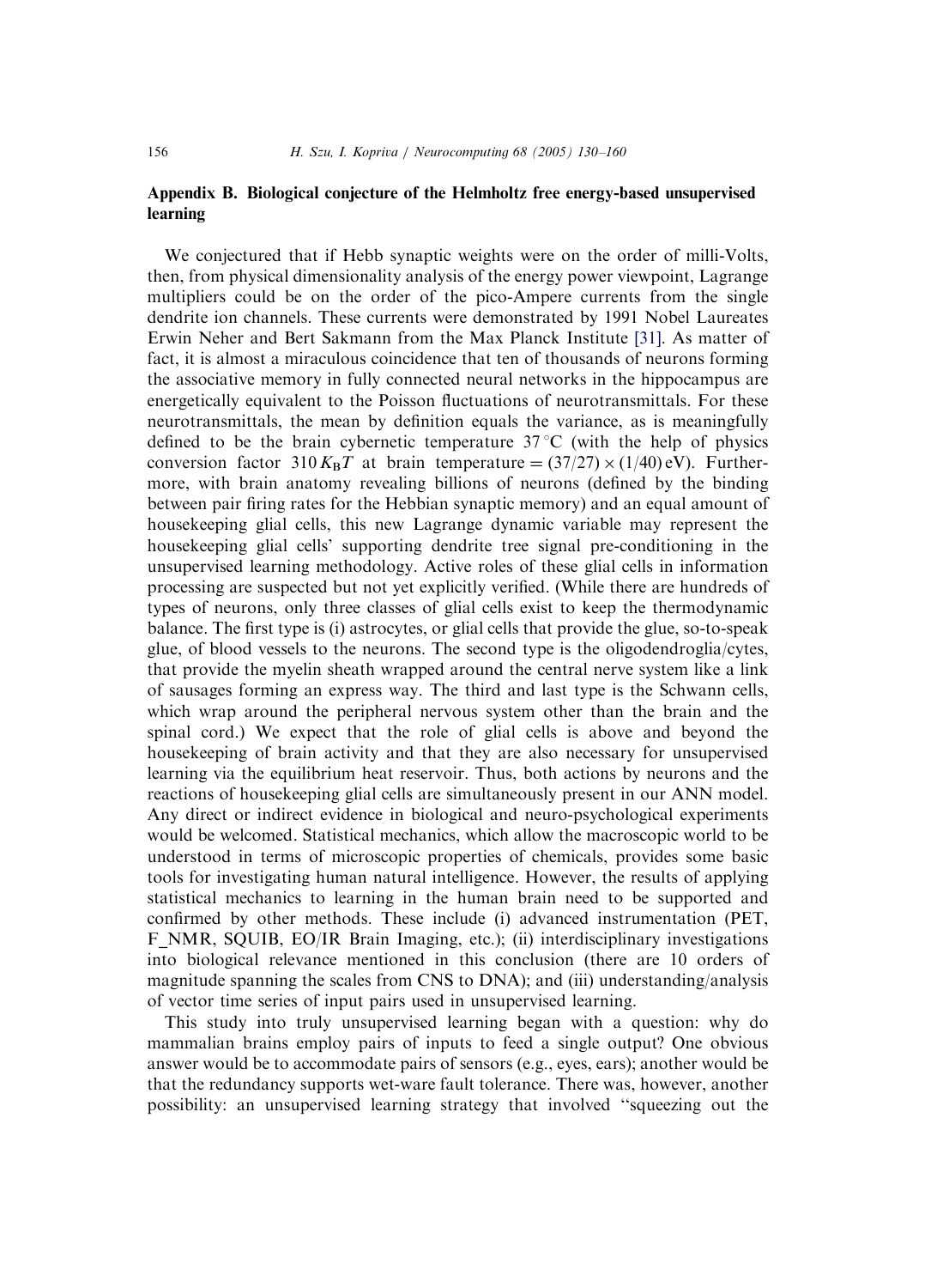## Appendix B. Biological conjecture of the Helmholtz free energy-based unsupervised learning

We conjectured that if Hebb synaptic weights were on the order of milli-Volts, then, from physical dimensionality analysis of the energy power viewpoint, Lagrange multipliers could be on the order of the pico-Ampere currents from the single dendrite ion channels. These currents were demonstrated by 1991 Nobel Laureates Erwin Neher and Bert Sakmann from the Max Planck Institute [31]. As matter of fact, it is almost a miraculous coincidence that ten of thousands of neurons forming the associative memory in fully connected neural networks in the hippocampus are energetically equivalent to the Poisson fluctuations of neurotransmittals. For these neurotransmittals, the mean by definition equals the variance, as is meaningfully defined to be the brain cybernetic temperature 37 °C (with the help of physics conversion factor $310\,K_BT$ at brain temperature $= (37/27) \times (1/40)\,\text{eV}$). Furthermore, with brain anatomy revealing billions of neurons (defined by the binding between pair firing rates for the Hebbian synaptic memory) and an equal amount of housekeeping glial cells, this new Lagrange dynamic variable may represent the housekeeping glial cells' supporting dendrite tree signal pre-conditioning in the unsupervised learning methodology. Active roles of these glial cells in information processing are suspected but not yet explicitly verified. (While there are hundreds of types of neurons, only three classes of glial cells exist to keep the thermodynamic balance. The first type is (i) astrocytes, or glial cells that provide the glue, so-to-speak glue, of blood vessels to the neurons. The second type is the oligodendroglia/cytes, that provide the myelin sheath wrapped around the central nerve system like a link of sausages forming an express way. The third and last type is the Schwann cells, which wrap around the peripheral nervous system other than the brain and the spinal cord.) We expect that the role of glial cells is above and beyond the housekeeping of brain activity and that they are also necessary for unsupervised learning via the equilibrium heat reservoir. Thus, both actions by neurons and the reactions of housekeeping glial cells are simultaneously present in our ANN model. Any direct or indirect evidence in biological and neuro-psychological experiments would be welcomed. Statistical mechanics, which allow the macroscopic world to be understood in terms of microscopic properties of chemicals, provides some basic tools for investigating human natural intelligence. However, the results of applying statistical mechanics to learning in the human brain need to be supported and confirmed by other methods. These include (i) advanced instrumentation (PET, F_NMR, SQUIB, EO/IR Brain Imaging, etc.); (ii) interdisciplinary investigations into biological relevance mentioned in this conclusion (there are 10 orders of magnitude spanning the scales from CNS to DNA); and (iii) understanding/analysis of vector time series of input pairs used in unsupervised learning.

This study into truly unsupervised learning began with a question: why do mammalian brains employ pairs of inputs to feed a single output? One obvious answer would be to accommodate pairs of sensors (e.g., eyes, ears); another would be that the redundancy supports wet-ware fault tolerance. There was, however, another possibility: an unsupervised learning strategy that involved ''squeezing out the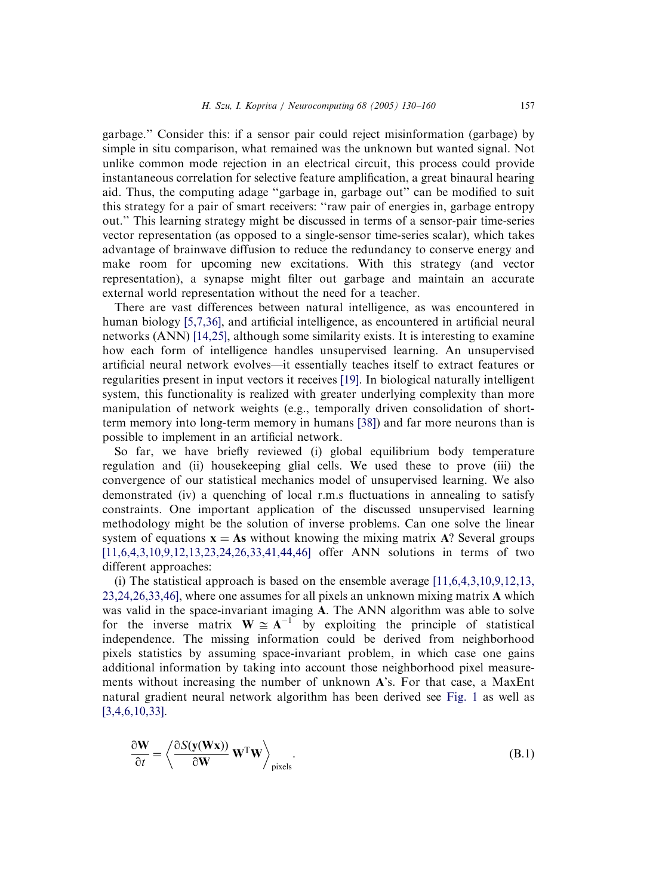garbage.'' Consider this: if a sensor pair could reject misinformation (garbage) by simple in situ comparison, what remained was the unknown but wanted signal. Not unlike common mode rejection in an electrical circuit, this process could provide instantaneous correlation for selective feature amplification, a great binaural hearing aid. Thus, the computing adage ''garbage in, garbage out'' can be modified to suit this strategy for a pair of smart receivers: ''raw pair of energies in, garbage entropy out.'' This learning strategy might be discussed in terms of a sensor-pair time-series vector representation (as opposed to a single-sensor time-series scalar), which takes advantage of brainwave diffusion to reduce the redundancy to conserve energy and make room for upcoming new excitations. With this strategy (and vector representation), a synapse might filter out garbage and maintain an accurate external world representation without the need for a teacher.

There are vast differences between natural intelligence, as was encountered in human biology [5,7,36], and artificial intelligence, as encountered in artificial neural networks (ANN) [14,25], although some similarity exists. It is interesting to examine how each form of intelligence handles unsupervised learning. An unsupervised artificial neural network evolves—it essentially teaches itself to extract features or regularities present in input vectors it receives [19]. In biological naturally intelligent system, this functionality is realized with greater underlying complexity than more manipulation of network weights (e.g., temporally driven consolidation of short-term memory into long-term memory in humans [38]) and far more neurons than is possible to implement in an artificial network.

So far, we have briefly reviewed (i) global equilibrium body temperature regulation and (ii) housekeeping glial cells. We used these to prove (iii) the convergence of our statistical mechanics model of unsupervised learning. We also demonstrated (iv) a quenching of local r.m.s fluctuations in annealing to satisfy constraints. One important application of the discussed unsupervised learning methodology might be the solution of inverse problems. Can one solve the linear system of equations $\mathbf{x} = \mathbf{A}\mathbf{s}$ without knowing the mixing matrix $\mathbf{A}$? Several groups [11,6,4,3,10,9,12,13,23,24,26,33,41,44,46] offer ANN solutions in terms of two different approaches:

(i) The statistical approach is based on the ensemble average [11,6,4,3,10,9,12,13,23,24,26,33,46], where one assumes for all pixels an unknown mixing matrix $\mathbf{A}$ which was valid in the space-invariant imaging $\mathbf{A}$. The ANN algorithm was able to solve for the inverse matrix $\mathbf{W} \cong \mathbf{A}^{-1}$ by exploiting the principle of statistical independence. The missing information could be derived from neighborhood pixels statistics by assuming space-invariant problem, in which case one gains additional information by taking into account those neighborhood pixel measurements without increasing the number of unknown $\mathbf{A}$'s. For that case, a MaxEnt natural gradient neural network algorithm has been derived see Fig. 1 as well as [3,4,6,10,33].

$$\frac{\partial \mathbf{W}}{\partial t} = \left\langle \frac{\partial S(\mathbf{y}(\mathbf{W}\mathbf{x}))}{\partial \mathbf{W}} \mathbf{W}^{\mathrm{T}} \mathbf{W} \right\rangle_{\text{pixels}}. \tag{B.1}$$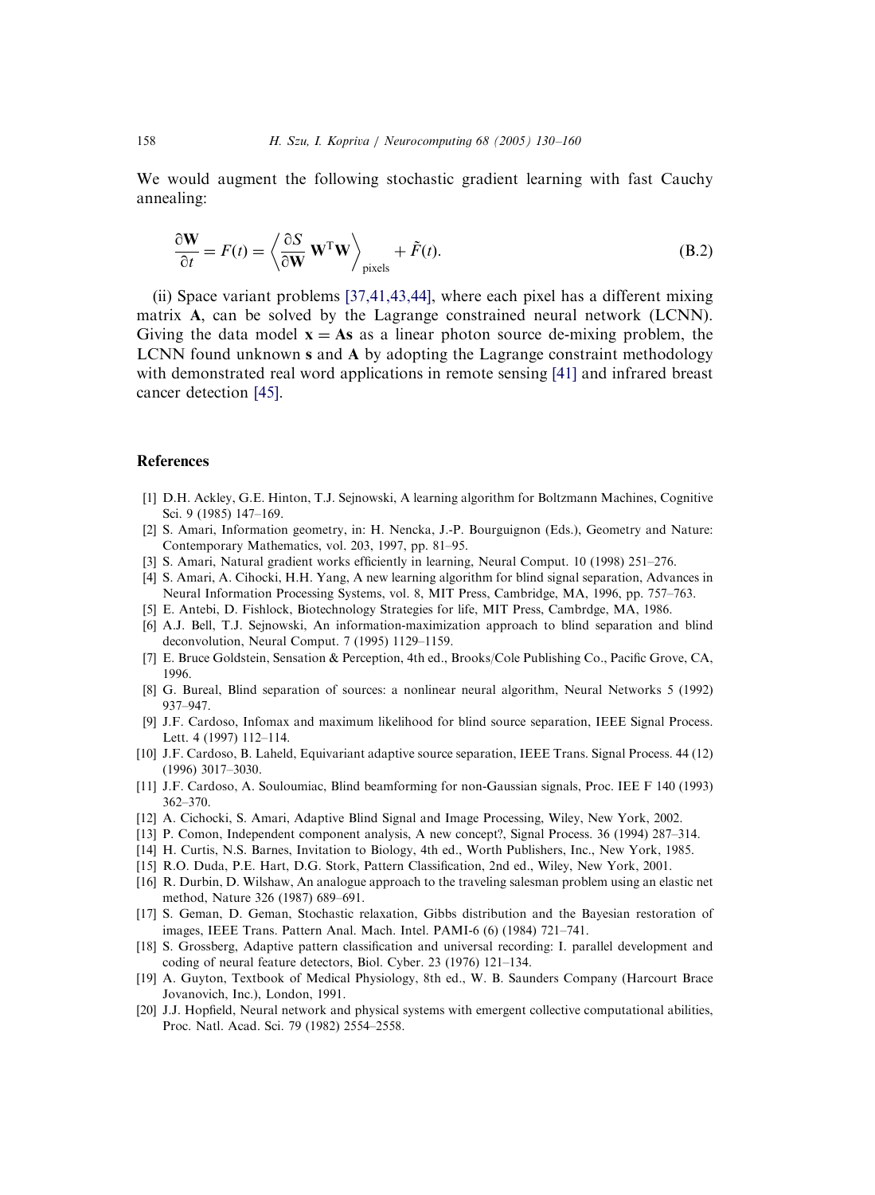We would augment the following stochastic gradient learning with fast Cauchy annealing:

$$\frac{\partial \mathbf{W}}{\partial t} = F(t) = \left\langle \frac{\partial S}{\partial \mathbf{W}} \mathbf{W}^{\mathrm{T}}\mathbf{W} \right\rangle_{\text{pixels}} + \tilde{F}(t). \tag{B.2}$$

(ii) Space variant problems [37,41,43,44], where each pixel has a different mixing matrix **A**, can be solved by the Lagrange constrained neural network (LCNN). Giving the data model $\mathbf{x} = \mathbf{As}$ as a linear photon source de-mixing problem, the LCNN found unknown **s** and **A** by adopting the Lagrange constraint methodology with demonstrated real word applications in remote sensing [41] and infrared breast cancer detection [45].

## References

[1] D.H. Ackley, G.E. Hinton, T.J. Sejnowski, A learning algorithm for Boltzmann Machines, Cognitive Sci. 9 (1985) 147–169.

[2] S. Amari, Information geometry, in: H. Nencka, J.-P. Bourguignon (Eds.), Geometry and Nature: Contemporary Mathematics, vol. 203, 1997, pp. 81–95.

[3] S. Amari, Natural gradient works efficiently in learning, Neural Comput. 10 (1998) 251–276.

[4] S. Amari, A. Cihocki, H.H. Yang, A new learning algorithm for blind signal separation, Advances in Neural Information Processing Systems, vol. 8, MIT Press, Cambridge, MA, 1996, pp. 757–763.

[5] E. Antebi, D. Fishlock, Biotechnology Strategies for life, MIT Press, Cambrdge, MA, 1986.

[6] A.J. Bell, T.J. Sejnowski, An information-maximization approach to blind separation and blind deconvolution, Neural Comput. 7 (1995) 1129–1159.

[7] E. Bruce Goldstein, Sensation & Perception, 4th ed., Brooks/Cole Publishing Co., Pacific Grove, CA, 1996.

[8] G. Bureal, Blind separation of sources: a nonlinear neural algorithm, Neural Networks 5 (1992) 937–947.

[9] J.F. Cardoso, Infomax and maximum likelihood for blind source separation, IEEE Signal Process. Lett. 4 (1997) 112–114.

[10] J.F. Cardoso, B. Laheld, Equivariant adaptive source separation, IEEE Trans. Signal Process. 44 (12) (1996) 3017–3030.

[11] J.F. Cardoso, A. Souloumiac, Blind beamforming for non-Gaussian signals, Proc. IEE F 140 (1993) 362–370.

[12] A. Cichocki, S. Amari, Adaptive Blind Signal and Image Processing, Wiley, New York, 2002.

[13] P. Comon, Independent component analysis, A new concept?, Signal Process. 36 (1994) 287–314.

[14] H. Curtis, N.S. Barnes, Invitation to Biology, 4th ed., Worth Publishers, Inc., New York, 1985.

[15] R.O. Duda, P.E. Hart, D.G. Stork, Pattern Classification, 2nd ed., Wiley, New York, 2001.

[16] R. Durbin, D. Wilshaw, An analogue approach to the traveling salesman problem using an elastic net method, Nature 326 (1987) 689–691.

[17] S. Geman, D. Geman, Stochastic relaxation, Gibbs distribution and the Bayesian restoration of images, IEEE Trans. Pattern Anal. Mach. Intel. PAMI-6 (6) (1984) 721–741.

[18] S. Grossberg, Adaptive pattern classification and universal recording: I. parallel development and coding of neural feature detectors, Biol. Cyber. 23 (1976) 121–134.

[19] A. Guyton, Textbook of Medical Physiology, 8th ed., W. B. Saunders Company (Harcourt Brace Jovanovich, Inc.), London, 1991.

[20] J.J. Hopfield, Neural network and physical systems with emergent collective computational abilities, Proc. Natl. Acad. Sci. 79 (1982) 2554–2558.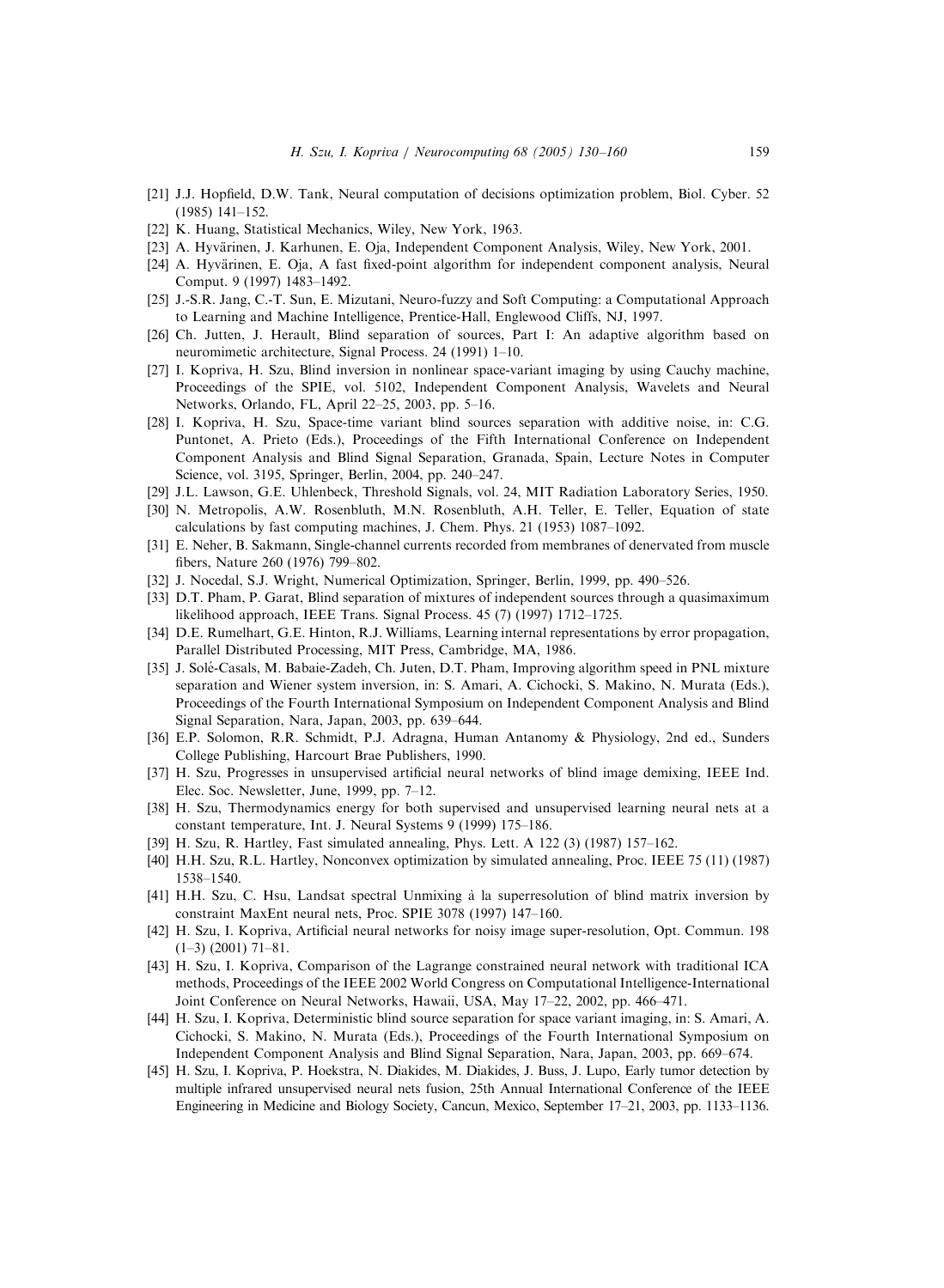[21] J.J. Hopfield, D.W. Tank, Neural computation of decisions optimization problem, Biol. Cyber. 52 (1985) 141–152.

[22] K. Huang, Statistical Mechanics, Wiley, New York, 1963.

[23] A. Hyvärinen, J. Karhunen, E. Oja, Independent Component Analysis, Wiley, New York, 2001.

[24] A. Hyvärinen, E. Oja, A fast fixed-point algorithm for independent component analysis, Neural Comput. 9 (1997) 1483–1492.

[25] J.-S.R. Jang, C.-T. Sun, E. Mizutani, Neuro-fuzzy and Soft Computing: a Computational Approach to Learning and Machine Intelligence, Prentice-Hall, Englewood Cliffs, NJ, 1997.

[26] Ch. Jutten, J. Herault, Blind separation of sources, Part I: An adaptive algorithm based on neuromimetic architecture, Signal Process. 24 (1991) 1–10.

[27] I. Kopriva, H. Szu, Blind inversion in nonlinear space-variant imaging by using Cauchy machine, Proceedings of the SPIE, vol. 5102, Independent Component Analysis, Wavelets and Neural Networks, Orlando, FL, April 22–25, 2003, pp. 5–16.

[28] I. Kopriva, H. Szu, Space-time variant blind sources separation with additive noise, in: C.G. Puntonet, A. Prieto (Eds.), Proceedings of the Fifth International Conference on Independent Component Analysis and Blind Signal Separation, Granada, Spain, Lecture Notes in Computer Science, vol. 3195, Springer, Berlin, 2004, pp. 240–247.

[29] J.L. Lawson, G.E. Uhlenbeck, Threshold Signals, vol. 24, MIT Radiation Laboratory Series, 1950.

[30] N. Metropolis, A.W. Rosenbluth, M.N. Rosenbluth, A.H. Teller, E. Teller, Equation of state calculations by fast computing machines, J. Chem. Phys. 21 (1953) 1087–1092.

[31] E. Neher, B. Sakmann, Single-channel currents recorded from membranes of denervated from muscle fibers, Nature 260 (1976) 799–802.

[32] J. Nocedal, S.J. Wright, Numerical Optimization, Springer, Berlin, 1999, pp. 490–526.

[33] D.T. Pham, P. Garat, Blind separation of mixtures of independent sources through a quasimaximum likelihood approach, IEEE Trans. Signal Process. 45 (7) (1997) 1712–1725.

[34] D.E. Rumelhart, G.E. Hinton, R.J. Williams, Learning internal representations by error propagation, Parallel Distributed Processing, MIT Press, Cambridge, MA, 1986.

[35] J. Solé-Casals, M. Babaie-Zadeh, Ch. Juten, D.T. Pham, Improving algorithm speed in PNL mixture separation and Wiener system inversion, in: S. Amari, A. Cichocki, S. Makino, N. Murata (Eds.), Proceedings of the Fourth International Symposium on Independent Component Analysis and Blind Signal Separation, Nara, Japan, 2003, pp. 639–644.

[36] E.P. Solomon, R.R. Schmidt, P.J. Adragna, Human Antanomy & Physiology, 2nd ed., Sunders College Publishing, Harcourt Brae Publishers, 1990.

[37] H. Szu, Progresses in unsupervised artificial neural networks of blind image demixing, IEEE Ind. Elec. Soc. Newsletter, June, 1999, pp. 7–12.

[38] H. Szu, Thermodynamics energy for both supervised and unsupervised learning neural nets at a constant temperature, Int. J. Neural Systems 9 (1999) 175–186.

[39] H. Szu, R. Hartley, Fast simulated annealing, Phys. Lett. A 122 (3) (1987) 157–162.

[40] H.H. Szu, R.L. Hartley, Nonconvex optimization by simulated annealing, Proc. IEEE 75 (11) (1987) 1538–1540.

[41] H.H. Szu, C. Hsu, Landsat spectral Unmixing à la superresolution of blind matrix inversion by constraint MaxEnt neural nets, Proc. SPIE 3078 (1997) 147–160.

[42] H. Szu, I. Kopriva, Artificial neural networks for noisy image super-resolution, Opt. Commun. 198 (1–3) (2001) 71–81.

[43] H. Szu, I. Kopriva, Comparison of the Lagrange constrained neural network with traditional ICA methods, Proceedings of the IEEE 2002 World Congress on Computational Intelligence-International Joint Conference on Neural Networks, Hawaii, USA, May 17–22, 2002, pp. 466–471.

[44] H. Szu, I. Kopriva, Deterministic blind source separation for space variant imaging, in: S. Amari, A. Cichocki, S. Makino, N. Murata (Eds.), Proceedings of the Fourth International Symposium on Independent Component Analysis and Blind Signal Separation, Nara, Japan, 2003, pp. 669–674.

[45] H. Szu, I. Kopriva, P. Hoekstra, N. Diakides, M. Diakides, J. Buss, J. Lupo, Early tumor detection by multiple infrared unsupervised neural nets fusion, 25th Annual International Conference of the IEEE Engineering in Medicine and Biology Society, Cancun, Mexico, September 17–21, 2003, pp. 1133–1136.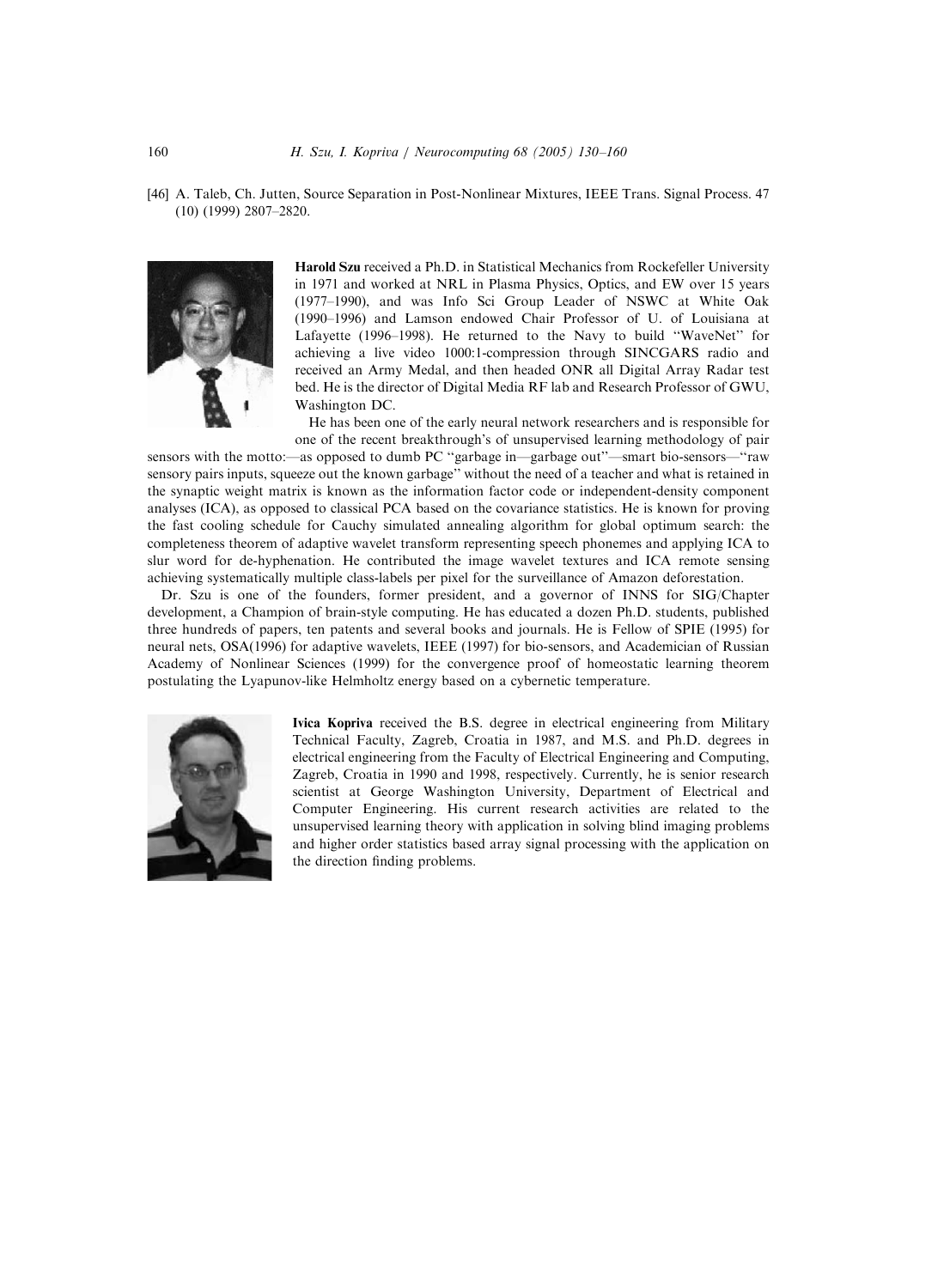[46] A. Taleb, Ch. Jutten, Source Separation in Post-Nonlinear Mixtures, IEEE Trans. Signal Process. 47 (10) (1999) 2807–2820.

**Harold Szu** received a Ph.D. in Statistical Mechanics from Rockefeller University in 1971 and worked at NRL in Plasma Physics, Optics, and EW over 15 years (1977–1990), and was Info Sci Group Leader of NSWC at White Oak (1990–1996) and Lamson endowed Chair Professor of U. of Louisiana at Lafayette (1996–1998). He returned to the Navy to build "WaveNet" for achieving a live video 1000:1-compression through SINCGARS radio and received an Army Medal, and then headed ONR all Digital Array Radar test bed. He is the director of Digital Media RF lab and Research Professor of GWU, Washington DC.

He has been one of the early neural network researchers and is responsible for one of the recent breakthrough's of unsupervised learning methodology of pair sensors with the motto:—as opposed to dumb PC "garbage in—garbage out"—smart bio-sensors—"raw sensory pairs inputs, squeeze out the known garbage" without the need of a teacher and what is retained in the synaptic weight matrix is known as the information factor code or independent-density component analyses (ICA), as opposed to classical PCA based on the covariance statistics. He is known for proving the fast cooling schedule for Cauchy simulated annealing algorithm for global optimum search: the completeness theorem of adaptive wavelet transform representing speech phonemes and applying ICA to slur word for de-hyphenation. He contributed the image wavelet textures and ICA remote sensing achieving systematically multiple class-labels per pixel for the surveillance of Amazon deforestation.

Dr. Szu is one of the founders, former president, and a governor of INNS for SIG/Chapter development, a Champion of brain-style computing. He has educated a dozen Ph.D. students, published three hundreds of papers, ten patents and several books and journals. He is Fellow of SPIE (1995) for neural nets, OSA(1996) for adaptive wavelets, IEEE (1997) for bio-sensors, and Academician of Russian Academy of Nonlinear Sciences (1999) for the convergence proof of homeostatic learning theorem postulating the Lyapunov-like Helmholtz energy based on a cybernetic temperature.

**Ivica Kopriva** received the B.S. degree in electrical engineering from Military Technical Faculty, Zagreb, Croatia in 1987, and M.S. and Ph.D. degrees in electrical engineering from the Faculty of Electrical Engineering and Computing, Zagreb, Croatia in 1990 and 1998, respectively. Currently, he is senior research scientist at George Washington University, Department of Electrical and Computer Engineering. His current research activities are related to the unsupervised learning theory with application in solving blind imaging problems and higher order statistics based array signal processing with the application on the direction finding problems.